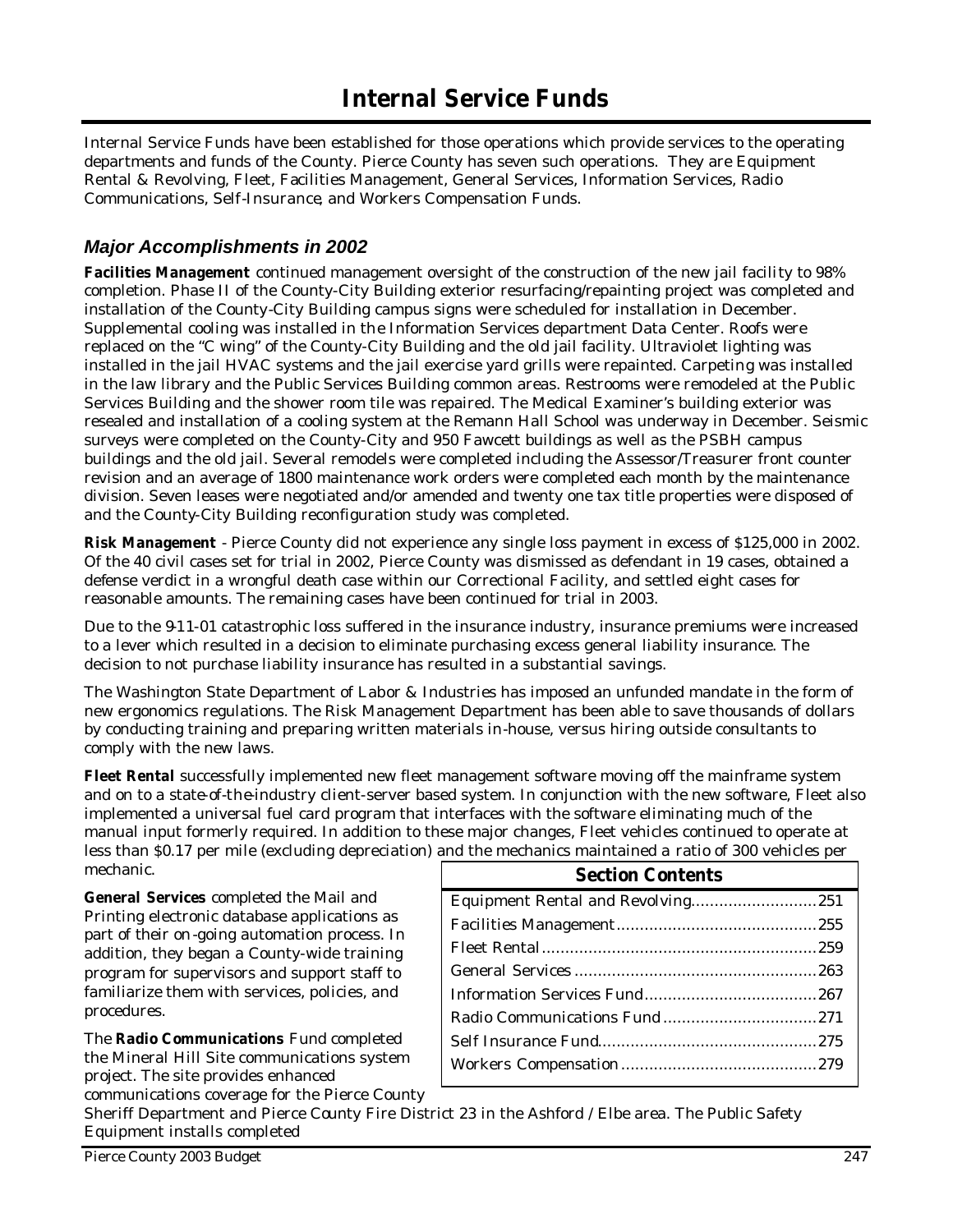# Internal Service Funds

Internal Service Funds have been established for those operations which provide services to the operating departments and funds of the County. Pierce County has seven such operations. They are Equipment Rental & Revolving, Fleet, Facilities Management, General Services, Information Services, Radio Communications, Self-Insurance, and Workers Compensation Funds.

## *Major Accomplishments in 2002*

**Facilities Management** continued management oversight of the construction of the new jail facility to 98% completion. Phase II of the County-City Building exterior resurfacing/repainting project was completed and installation of the County-City Building campus signs were scheduled for installation in December. Supplemental cooling was installed in the Information Services department Data Center. Roofs were replaced on the "C wing" of the County-City Building and the old jail facility. Ultraviolet lighting was installed in the jail HVAC systems and the jail exercise yard grills were repainted. Carpeting was installed in the law library and the Public Services Building common areas. Restrooms were remodeled at the Public Services Building and the shower room tile was repaired. The Medical Examiner's building exterior was resealed and installation of a cooling system at the Remann Hall School was underway in December. Seismic surveys were completed on the County-City and 950 Fawcett buildings as well as the PSBH campus buildings and the old jail. Several remodels were completed including the Assessor/Treasurer front counter revision and an average of 1800 maintenance work orders were completed each month by the maintenance division. Seven leases were negotiated and/or amended and twenty one tax title properties were disposed of and the County-City Building reconfiguration study was completed.

**Risk Management** - Pierce County did not experience any single loss payment in excess of $125,000 in 2002. Of the 40 civil cases set for trial in 2002, Pierce County was dismissed as defendant in 19 cases, obtained a defense verdict in a wrongful death case within our Correctional Facility, and settled eight cases for reasonable amounts. The remaining cases have been continued for trial in 2003.

Due to the 9-11-01 catastrophic loss suffered in the insurance industry, insurance premiums were increased to a lever which resulted in a decision to eliminate purchasing excess general liability insurance. The decision to not purchase liability insurance has resulted in a substantial savings.

The Washington State Department of Labor & Industries has imposed an unfunded mandate in the form of new ergonomics regulations. The Risk Management Department has been able to save thousands of dollars by conducting training and preparing written materials in-house, versus hiring outside consultants to comply with the new laws.

**Fleet Rental** successfully implemented new fleet management software moving off the mainframe system and on to a state-of-the-industry client-server based system. In conjunction with the new software, Fleet also implemented a universal fuel card program that interfaces with the software eliminating much of the manual input formerly required. In addition to these major changes, Fleet vehicles continued to operate at less than $0.17 per mile (excluding depreciation) and the mechanics maintained a ratio of 300 vehicles per mechanic.

**General Services** completed the Mail and Printing electronic database applications as part of their on-going automation process. In addition, they began a County-wide training program for supervisors and support staff to familiarize them with services, policies, and procedures.

The **Radio Communications** Fund completed the Mineral Hill Site communications system project. The site provides enhanced communications coverage for the Pierce County Sheriff Department and Pierce County Fire District 23 in the Ashford / Elbe area. The Public Safety Equipment installs completed

| Section Contents | |
|---|---|
| Equipment Rental and Revolving | 251 |
| Facilities Management | 255 |
| Fleet Rental | 259 |
| General Services | 263 |
| Information Services Fund | 267 |
| Radio Communications Fund | 271 |
| Self Insurance Fund | 275 |
| Workers Compensation | 279 |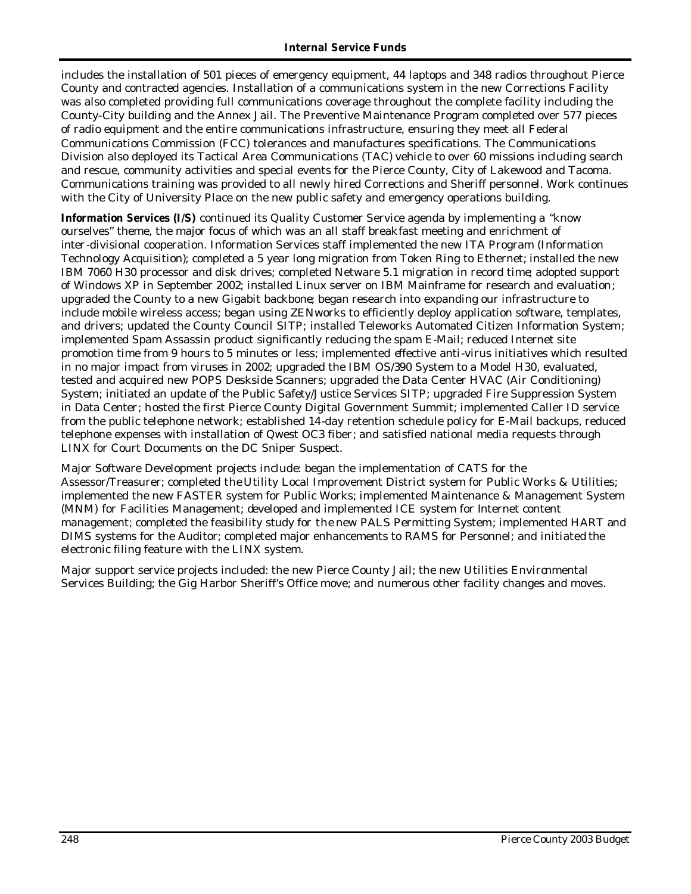includes the installation of 501 pieces of emergency equipment, 44 laptops and 348 radios throughout Pierce County and contracted agencies. Installation of a communications system in the new Corrections Facility was also completed providing full communications coverage throughout the complete facility including the County-City building and the Annex Jail. The Preventive Maintenance Program completed over 577 pieces of radio equipment and the entire communications infrastructure, ensuring they meet all Federal Communications Commission (FCC) tolerances and manufactures specifications. The Communications Division also deployed its Tactical Area Communications (TAC) vehicle to over 60 missions including search and rescue, community activities and special events for the Pierce County, City of Lakewood and Tacoma. Communications training was provided to all newly hired Corrections and Sheriff personnel. Work continues with the City of University Place on the new public safety and emergency operations building.

**Information Services (I/S)** continued its Quality Customer Service agenda by implementing a "know ourselves" theme, the major focus of which was an all staff breakfast meeting and enrichment of inter-divisional cooperation. Information Services staff implemented the new ITA Program (Information Technology Acquisition); completed a 5 year long migration from Token Ring to Ethernet; installed the new IBM 7060 H30 processor and disk drives; completed Netware 5.1 migration in record time; adopted support of Windows XP in September 2002; installed Linux server on IBM Mainframe for research and evaluation; upgraded the County to a new Gigabit backbone; began research into expanding our infrastructure to include mobile wireless access; began using ZENworks to efficiently deploy application software, templates, and drivers; updated the County Council SITP; installed Teleworks Automated Citizen Information System; implemented Spam Assassin product significantly reducing the spam E-Mail; reduced Internet site promotion time from 9 hours to 5 minutes or less; implemented effective anti-virus initiatives which resulted in no major impact from viruses in 2002; upgraded the IBM OS/390 System to a Model H30, evaluated, tested and acquired new POPS Deskside Scanners; upgraded the Data Center HVAC (Air Conditioning) System; initiated an update of the Public Safety/Justice Services SITP; upgraded Fire Suppression System in Data Center; hosted the first Pierce County Digital Government Summit; implemented Caller ID service from the public telephone network; established 14-day retention schedule policy for E-Mail backups, reduced telephone expenses with installation of Qwest OC3 fiber; and satisfied national media requests through LINX for Court Documents on the DC Sniper Suspect.

Major Software Development projects include: began the implementation of CATS for the Assessor/Treasurer; completed the Utility Local Improvement District system for Public Works & Utilities; implemented the new FASTER system for Public Works; implemented Maintenance & Management System (MNM) for Facilities Management; developed and implemented ICE system for Internet content management; completed the feasibility study for the new PALS Permitting System; implemented HART and DIMS systems for the Auditor; completed major enhancements to RAMS for Personnel; and initiated the electronic filing feature with the LINX system.

Major support service projects included: the new Pierce County Jail; the new Utilities Environmental Services Building; the Gig Harbor Sheriff's Office move; and numerous other facility changes and moves.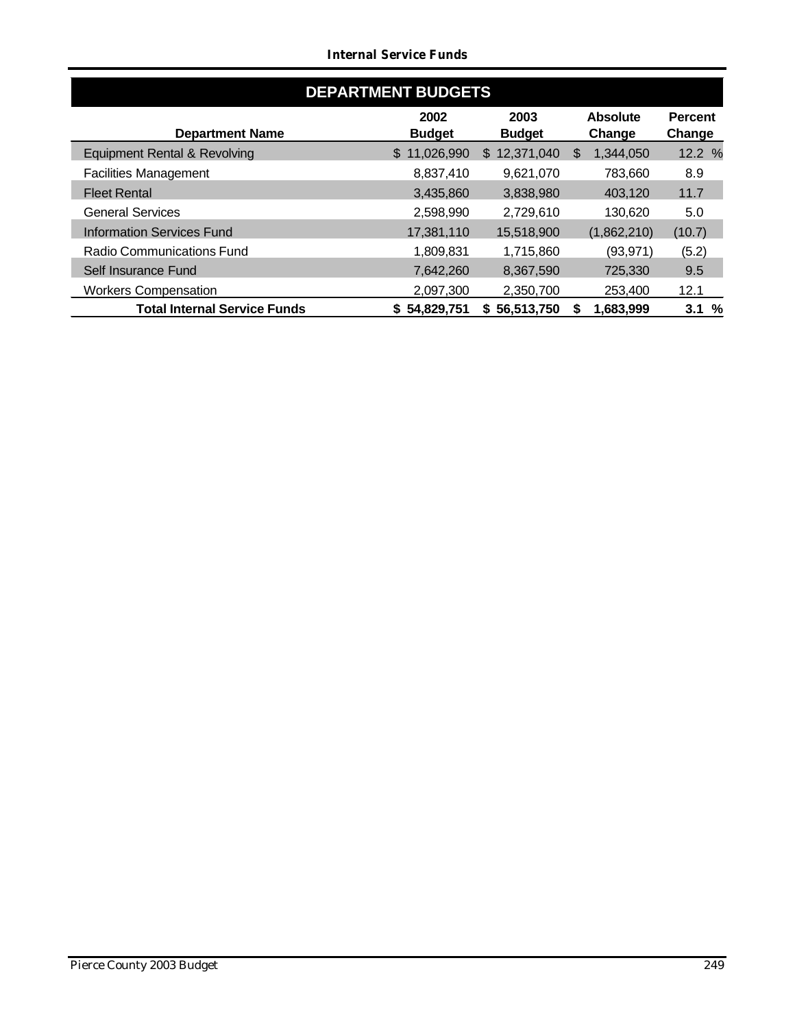## DEPARTMENT BUDGETS

| Department Name | 2002 Budget | 2003 Budget | Absolute Change | Percent Change |
|---|---|---|---|---|
| Equipment Rental & Revolving | $ 11,026,990 | $ 12,371,040 | $ 1,344,050 | 12.2 % |
| Facilities Management | 8,837,410 | 9,621,070 | 783,660 | 8.9 |
| Fleet Rental | 3,435,860 | 3,838,980 | 403,120 | 11.7 |
| General Services | 2,598,990 | 2,729,610 | 130,620 | 5.0 |
| Information Services Fund | 17,381,110 | 15,518,900 | (1,862,210) | (10.7) |
| Radio Communications Fund | 1,809,831 | 1,715,860 | (93,971) | (5.2) |
| Self Insurance Fund | 7,642,260 | 8,367,590 | 725,330 | 9.5 |
| Workers Compensation | 2,097,300 | 2,350,700 | 253,400 | 12.1 |
| **Total Internal Service Funds** | **$ 54,829,751** | **$ 56,513,750** | **$ 1,683,999** | **3.1 %** |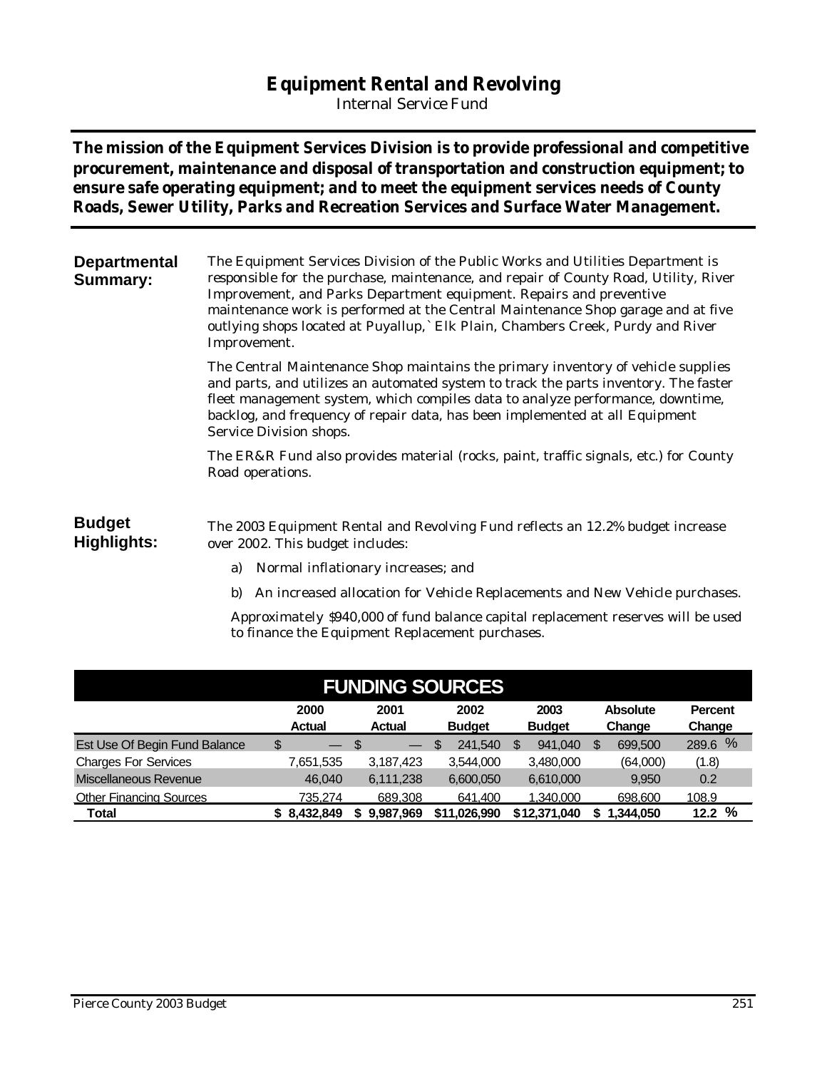# Equipment Rental and Revolving

Internal Service Fund

**The mission of the Equipment Services Division is to provide professional and competitive procurement, maintenance and disposal of transportation and construction equipment; to ensure safe operating equipment; and to meet the equipment services needs of County Roads, Sewer Utility, Parks and Recreation Services and Surface Water Management.**

## Departmental Summary:

The Equipment Services Division of the Public Works and Utilities Department is responsible for the purchase, maintenance, and repair of County Road, Utility, River Improvement, and Parks Department equipment. Repairs and preventive maintenance work is performed at the Central Maintenance Shop garage and at five outlying shops located at Puyallup,` Elk Plain, Chambers Creek, Purdy and River Improvement.

The Central Maintenance Shop maintains the primary inventory of vehicle supplies and parts, and utilizes an automated system to track the parts inventory. The faster fleet management system, which compiles data to analyze performance, downtime, backlog, and frequency of repair data, has been implemented at all Equipment Service Division shops.

The ER&R Fund also provides material (rocks, paint, traffic signals, etc.) for County Road operations.

## Budget Highlights:

The 2003 Equipment Rental and Revolving Fund reflects an 12.2% budget increase over 2002. This budget includes:

a) Normal inflationary increases; and

b) An increased allocation for Vehicle Replacements and New Vehicle purchases.

Approximately $940,000 of fund balance capital replacement reserves will be used to finance the Equipment Replacement purchases.

## FUNDING SOURCES

| | 2000 Actual | 2001 Actual | 2002 Budget | 2003 Budget | Absolute Change | Percent Change |
|---|---|---|---|---|---|---|
| Est Use Of Begin Fund Balance | $ — | $ — | $ 241,540 | $ 941,040 | $ 699,500 | 289.6 % |
| Charges For Services | 7,651,535 | 3,187,423 | 3,544,000 | 3,480,000 | (64,000) | (1.8) |
| Miscellaneous Revenue | 46,040 | 6,111,238 | 6,600,050 | 6,610,000 | 9,950 | 0.2 |
| Other Financing Sources | 735,274 | 689,308 | 641,400 | 1,340,000 | 698,600 | 108.9 |
| **Total** | **$ 8,432,849** | **$ 9,987,969** | **$11,026,990** | **$12,371,040** | **$ 1,344,050** | **12.2 %** |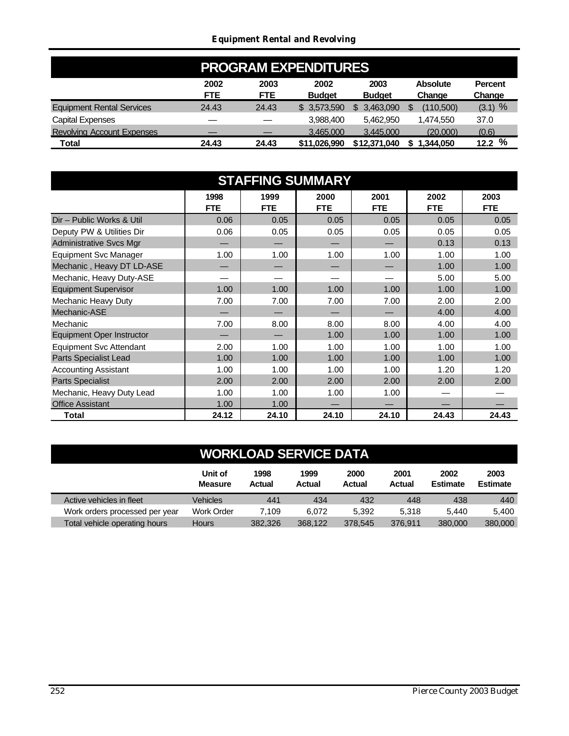# Equipment Rental and Revolving

## PROGRAM EXPENDITURES

| | 2002 FTE | 2003 FTE | 2002 Budget | 2003 Budget | Absolute Change | Percent Change |
|---|---|---|---|---|---|---|
| Equipment Rental Services | 24.43 | 24.43 | $ 3,573,590 | $ 3,463,090 | $ (110,500) | (3.1) % |
| Capital Expenses | — | — | 3,988,400 | 5,462,950 | 1,474,550 | 37.0 |
| Revolving Account Expenses | — | — | 3,465,000 | 3,445,000 | (20,000) | (0.6) |
| **Total** | **24.43** | **24.43** | **$11,026,990** | **$12,371,040** | **$ 1,344,050** | **12.2 %** |

## STAFFING SUMMARY

| | 1998 FTE | 1999 FTE | 2000 FTE | 2001 FTE | 2002 FTE | 2003 FTE |
|---|---|---|---|---|---|---|
| Dir – Public Works & Util | 0.06 | 0.05 | 0.05 | 0.05 | 0.05 | 0.05 |
| Deputy PW & Utilities Dir | 0.06 | 0.05 | 0.05 | 0.05 | 0.05 | 0.05 |
| Administrative Svcs Mgr | — | — | — | — | 0.13 | 0.13 |
| Equipment Svc Manager | 1.00 | 1.00 | 1.00 | 1.00 | 1.00 | 1.00 |
| Mechanic , Heavy DT LD-ASE | — | — | — | — | 1.00 | 1.00 |
| Mechanic, Heavy Duty-ASE | — | — | — | — | 5.00 | 5.00 |
| Equipment Supervisor | 1.00 | 1.00 | 1.00 | 1.00 | 1.00 | 1.00 |
| Mechanic Heavy Duty | 7.00 | 7.00 | 7.00 | 7.00 | 2.00 | 2.00 |
| Mechanic-ASE | — | — | — | — | 4.00 | 4.00 |
| Mechanic | 7.00 | 8.00 | 8.00 | 8.00 | 4.00 | 4.00 |
| Equipment Oper Instructor | — | — | 1.00 | 1.00 | 1.00 | 1.00 |
| Equipment Svc Attendant | 2.00 | 1.00 | 1.00 | 1.00 | 1.00 | 1.00 |
| Parts Specialist Lead | 1.00 | 1.00 | 1.00 | 1.00 | 1.00 | 1.00 |
| Accounting Assistant | 1.00 | 1.00 | 1.00 | 1.00 | 1.20 | 1.20 |
| Parts Specialist | 2.00 | 2.00 | 2.00 | 2.00 | 2.00 | 2.00 |
| Mechanic, Heavy Duty Lead | 1.00 | 1.00 | 1.00 | 1.00 | — | — |
| Office Assistant | 1.00 | 1.00 | — | — | — | — |
| **Total** | **24.12** | **24.10** | **24.10** | **24.10** | **24.43** | **24.43** |

## WORKLOAD SERVICE DATA

| | Unit of Measure | 1998 Actual | 1999 Actual | 2000 Actual | 2001 Actual | 2002 Estimate | 2003 Estimate |
|---|---|---|---|---|---|---|---|
| Active vehicles in fleet | Vehicles | 441 | 434 | 432 | 448 | 438 | 440 |
| Work orders processed per year | Work Order | 7,109 | 6,072 | 5,392 | 5,318 | 5,440 | 5,400 |
| Total vehicle operating hours | Hours | 382,326 | 368,122 | 378,545 | 376,911 | 380,000 | 380,000 |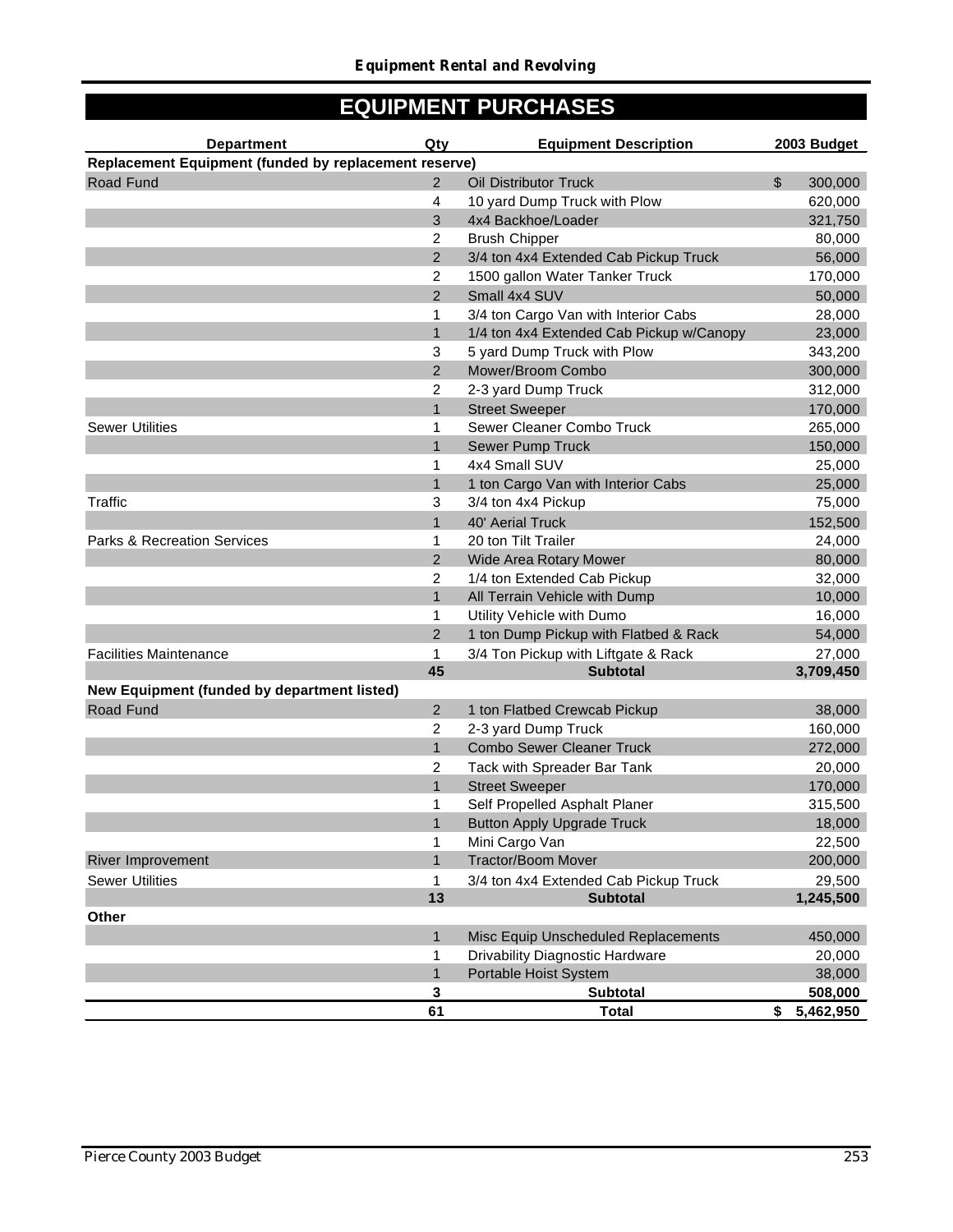# EQUIPMENT PURCHASES

| Department | Qty | Equipment Description | 2003 Budget |
|---|---|---|---|
| **Replacement Equipment (funded by replacement reserve)** | | | |
| Road Fund | 2 | Oil Distributor Truck | $ 300,000 |
| | 4 | 10 yard Dump Truck with Plow | 620,000 |
| | 3 | 4x4 Backhoe/Loader | 321,750 |
| | 2 | Brush Chipper | 80,000 |
| | 2 | 3/4 ton 4x4 Extended Cab Pickup Truck | 56,000 |
| | 2 | 1500 gallon Water Tanker Truck | 170,000 |
| | 2 | Small 4x4 SUV | 50,000 |
| | 1 | 3/4 ton Cargo Van with Interior Cabs | 28,000 |
| | 1 | 1/4 ton 4x4 Extended Cab Pickup w/Canopy | 23,000 |
| | 3 | 5 yard Dump Truck with Plow | 343,200 |
| | 2 | Mower/Broom Combo | 300,000 |
| | 2 | 2-3 yard Dump Truck | 312,000 |
| | 1 | Street Sweeper | 170,000 |
| Sewer Utilities | 1 | Sewer Cleaner Combo Truck | 265,000 |
| | 1 | Sewer Pump Truck | 150,000 |
| | 1 | 4x4 Small SUV | 25,000 |
| | 1 | 1 ton Cargo Van with Interior Cabs | 25,000 |
| Traffic | 3 | 3/4 ton 4x4 Pickup | 75,000 |
| | 1 | 40' Aerial Truck | 152,500 |
| Parks & Recreation Services | 1 | 20 ton Tilt Trailer | 24,000 |
| | 2 | Wide Area Rotary Mower | 80,000 |
| | 2 | 1/4 ton Extended Cab Pickup | 32,000 |
| | 1 | All Terrain Vehicle with Dump | 10,000 |
| | 1 | Utility Vehicle with Dumo | 16,000 |
| | 2 | 1 ton Dump Pickup with Flatbed & Rack | 54,000 |
| Facilities Maintenance | 1 | 3/4 Ton Pickup with Liftgate & Rack | 27,000 |
| | **45** | **Subtotal** | **3,709,450** |
| **New Equipment (funded by department listed)** | | | |
| Road Fund | 2 | 1 ton Flatbed Crewcab Pickup | 38,000 |
| | 2 | 2-3 yard Dump Truck | 160,000 |
| | 1 | Combo Sewer Cleaner Truck | 272,000 |
| | 2 | Tack with Spreader Bar Tank | 20,000 |
| | 1 | Street Sweeper | 170,000 |
| | 1 | Self Propelled Asphalt Planer | 315,500 |
| | 1 | Button Apply Upgrade Truck | 18,000 |
| | 1 | Mini Cargo Van | 22,500 |
| River Improvement | 1 | Tractor/Boom Mover | 200,000 |
| Sewer Utilities | 1 | 3/4 ton 4x4 Extended Cab Pickup Truck | 29,500 |
| | **13** | **Subtotal** | **1,245,500** |
| **Other** | | | |
| | 1 | Misc Equip Unscheduled Replacements | 450,000 |
| | 1 | Drivability Diagnostic Hardware | 20,000 |
| | 1 | Portable Hoist System | 38,000 |
| | **3** | **Subtotal** | **508,000** |
| | **61** | **Total** | **$ 5,462,950** |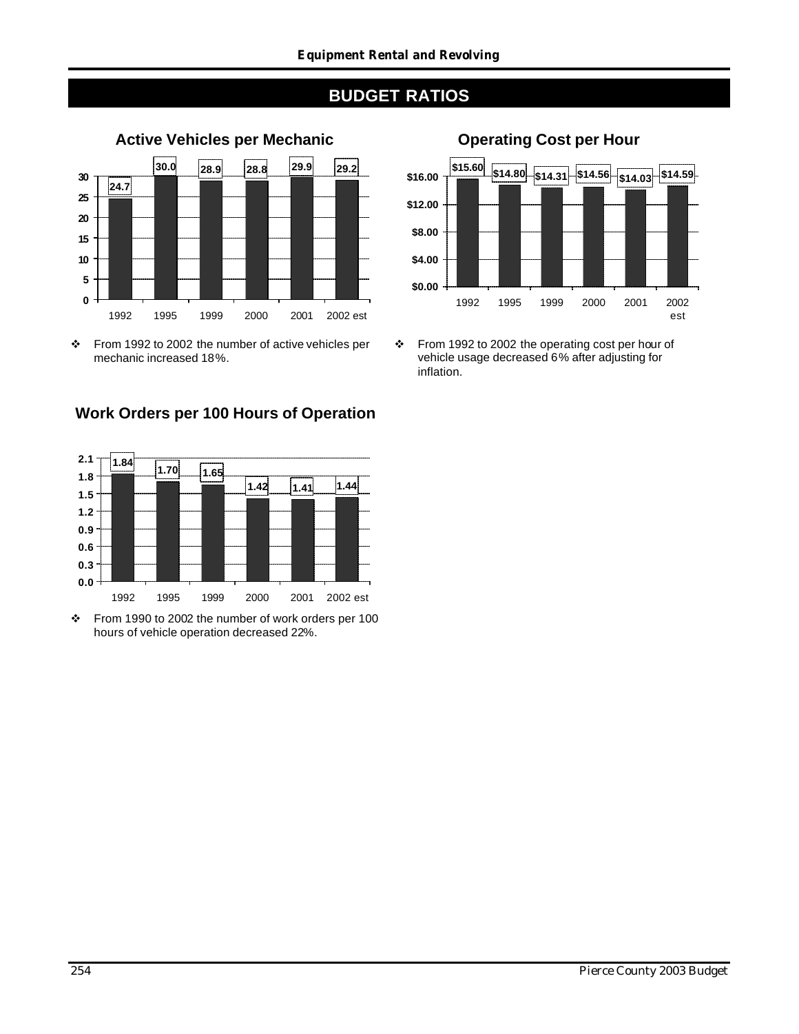## BUDGET RATIOS

### Active Vehicles per Mechanic

| Year | Active Vehicles per Mechanic |
|---|---|
| 1992 | 24.7 |
| 1995 | 30.0 |
| 1999 | 28.9 |
| 2000 | 28.8 |
| 2001 | 29.9 |
| 2002 est | 29.2 |

- From 1992 to 2002 the number of active vehicles per mechanic increased 18%.

### Operating Cost per Hour

| Year | Operating Cost per Hour |
|---|---|
| 1992 | $15.60 |
| 1995 | $14.80 |
| 1999 | $14.31 |
| 2000 | $14.56 |
| 2001 | $14.03 |
| 2002 est | $14.59 |

- From 1992 to 2002 the operating cost per hour of vehicle usage decreased 6% after adjusting for inflation.

### Work Orders per 100 Hours of Operation

| Year | Work Orders per 100 Hours |
|---|---|
| 1992 | 1.84 |
| 1995 | 1.70 |
| 1999 | 1.65 |
| 2000 | 1.42 |
| 2001 | 1.41 |
| 2002 est | 1.44 |

- From 1990 to 2002 the number of work orders per 100 hours of vehicle operation decreased 22%.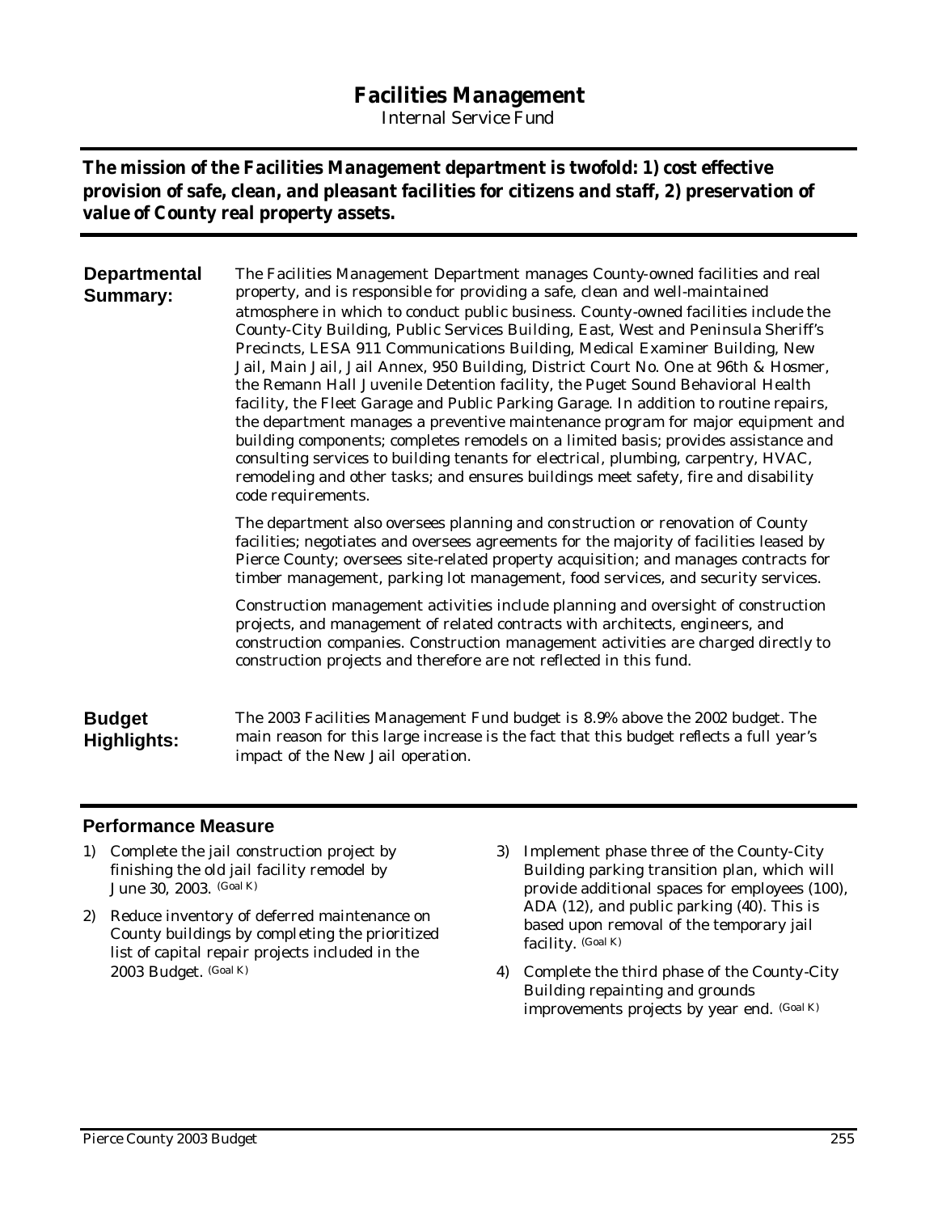# Facilities Management

Internal Service Fund

**The mission of the Facilities Management department is twofold: 1) cost effective provision of safe, clean, and pleasant facilities for citizens and staff, 2) preservation of value of County real property assets.**

## Departmental Summary:

The Facilities Management Department manages County-owned facilities and real property, and is responsible for providing a safe, clean and well-maintained atmosphere in which to conduct public business. County-owned facilities include the County-City Building, Public Services Building, East, West and Peninsula Sheriff's Precincts, LESA 911 Communications Building, Medical Examiner Building, New Jail, Main Jail, Jail Annex, 950 Building, District Court No. One at 96th & Hosmer, the Remann Hall Juvenile Detention facility, the Puget Sound Behavioral Health facility, the Fleet Garage and Public Parking Garage. In addition to routine repairs, the department manages a preventive maintenance program for major equipment and building components; completes remodels on a limited basis; provides assistance and consulting services to building tenants for electrical, plumbing, carpentry, HVAC, remodeling and other tasks; and ensures buildings meet safety, fire and disability code requirements.

The department also oversees planning and construction or renovation of County facilities; negotiates and oversees agreements for the majority of facilities leased by Pierce County; oversees site-related property acquisition; and manages contracts for timber management, parking lot management, food services, and security services.

Construction management activities include planning and oversight of construction projects, and management of related contracts with architects, engineers, and construction companies. Construction management activities are charged directly to construction projects and therefore are not reflected in this fund.

## Budget Highlights:

The 2003 Facilities Management Fund budget is 8.9% above the 2002 budget. The main reason for this large increase is the fact that this budget reflects a full year's impact of the New Jail operation.

## Performance Measure

1) Complete the jail construction project by finishing the old jail facility remodel by June 30, 2003. (Goal K)
2) Reduce inventory of deferred maintenance on County buildings by completing the prioritized list of capital repair projects included in the 2003 Budget. (Goal K)
3) Implement phase three of the County-City Building parking transition plan, which will provide additional spaces for employees (100), ADA (12), and public parking (40). This is based upon removal of the temporary jail facility. (Goal K)
4) Complete the third phase of the County-City Building repainting and grounds improvements projects by year end. (Goal K)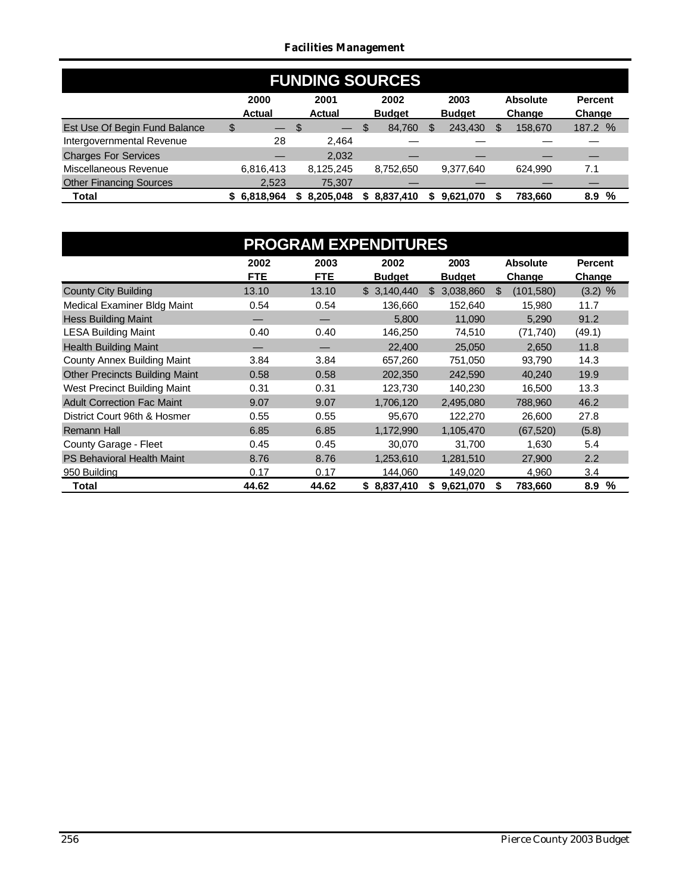## FUNDING SOURCES

| | 2000 Actual | 2001 Actual | 2002 Budget | 2003 Budget | Absolute Change | Percent Change |
|---|---|---|---|---|---|---|
| Est Use Of Begin Fund Balance | $ — | $ — | $ 84,760 | $ 243,430 | $ 158,670 | 187.2 % |
| Intergovernmental Revenue | 28 | 2,464 | — | — | — | — |
| Charges For Services | — | 2,032 | — | — | — | — |
| Miscellaneous Revenue | 6,816,413 | 8,125,245 | 8,752,650 | 9,377,640 | 624,990 | 7.1 |
| Other Financing Sources | 2,523 | 75,307 | — | — | — | — |
| **Total** | **$ 6,818,964** | **$ 8,205,048** | **$ 8,837,410** | **$ 9,621,070** | **$ 783,660** | **8.9 %** |

## PROGRAM EXPENDITURES

| | 2002 FTE | 2003 FTE | 2002 Budget | 2003 Budget | Absolute Change | Percent Change |
|---|---|---|---|---|---|---|
| County City Building | 13.10 | 13.10 | $ 3,140,440 | $ 3,038,860 | $ (101,580) | (3.2) % |
| Medical Examiner Bldg Maint | 0.54 | 0.54 | 136,660 | 152,640 | 15,980 | 11.7 |
| Hess Building Maint | — | — | 5,800 | 11,090 | 5,290 | 91.2 |
| LESA Building Maint | 0.40 | 0.40 | 146,250 | 74,510 | (71,740) | (49.1) |
| Health Building Maint | — | — | 22,400 | 25,050 | 2,650 | 11.8 |
| County Annex Building Maint | 3.84 | 3.84 | 657,260 | 751,050 | 93,790 | 14.3 |
| Other Precincts Building Maint | 0.58 | 0.58 | 202,350 | 242,590 | 40,240 | 19.9 |
| West Precinct Building Maint | 0.31 | 0.31 | 123,730 | 140,230 | 16,500 | 13.3 |
| Adult Correction Fac Maint | 9.07 | 9.07 | 1,706,120 | 2,495,080 | 788,960 | 46.2 |
| District Court 96th & Hosmer | 0.55 | 0.55 | 95,670 | 122,270 | 26,600 | 27.8 |
| Remann Hall | 6.85 | 6.85 | 1,172,990 | 1,105,470 | (67,520) | (5.8) |
| County Garage - Fleet | 0.45 | 0.45 | 30,070 | 31,700 | 1,630 | 5.4 |
| PS Behavioral Health Maint | 8.76 | 8.76 | 1,253,610 | 1,281,510 | 27,900 | 2.2 |
| 950 Building | 0.17 | 0.17 | 144,060 | 149,020 | 4,960 | 3.4 |
| **Total** | **44.62** | **44.62** | **$ 8,837,410** | **$ 9,621,070** | **$ 783,660** | **8.9 %** |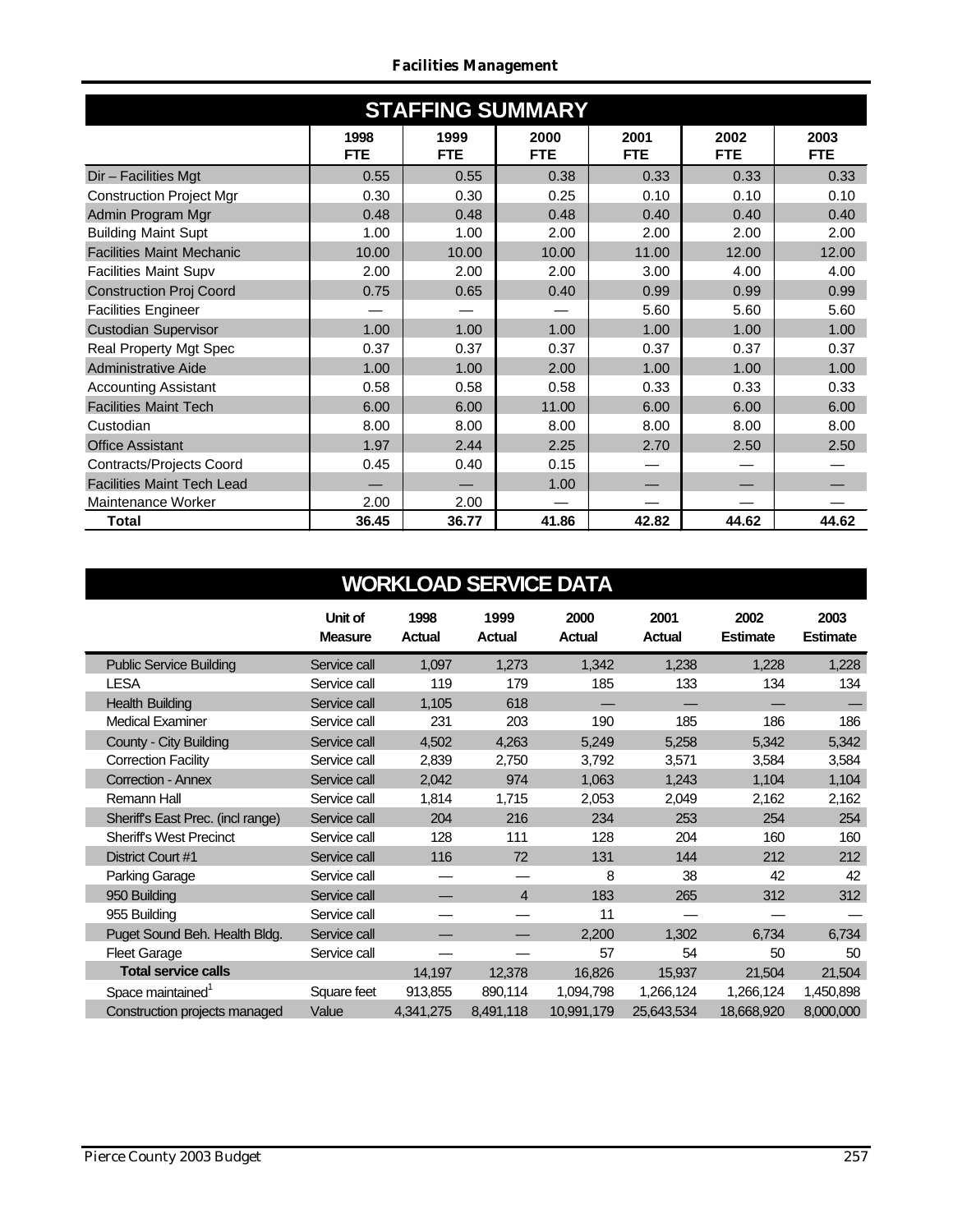## STAFFING SUMMARY

| | 1998 FTE | 1999 FTE | 2000 FTE | 2001 FTE | 2002 FTE | 2003 FTE |
|---|---|---|---|---|---|---|
| Dir – Facilities Mgt | 0.55 | 0.55 | 0.38 | 0.33 | 0.33 | 0.33 |
| Construction Project Mgr | 0.30 | 0.30 | 0.25 | 0.10 | 0.10 | 0.10 |
| Admin Program Mgr | 0.48 | 0.48 | 0.48 | 0.40 | 0.40 | 0.40 |
| Building Maint Supt | 1.00 | 1.00 | 2.00 | 2.00 | 2.00 | 2.00 |
| Facilities Maint Mechanic | 10.00 | 10.00 | 10.00 | 11.00 | 12.00 | 12.00 |
| Facilities Maint Supv | 2.00 | 2.00 | 2.00 | 3.00 | 4.00 | 4.00 |
| Construction Proj Coord | 0.75 | 0.65 | 0.40 | 0.99 | 0.99 | 0.99 |
| Facilities Engineer | — | — | — | 5.60 | 5.60 | 5.60 |
| Custodian Supervisor | 1.00 | 1.00 | 1.00 | 1.00 | 1.00 | 1.00 |
| Real Property Mgt Spec | 0.37 | 0.37 | 0.37 | 0.37 | 0.37 | 0.37 |
| Administrative Aide | 1.00 | 1.00 | 2.00 | 1.00 | 1.00 | 1.00 |
| Accounting Assistant | 0.58 | 0.58 | 0.58 | 0.33 | 0.33 | 0.33 |
| Facilities Maint Tech | 6.00 | 6.00 | 11.00 | 6.00 | 6.00 | 6.00 |
| Custodian | 8.00 | 8.00 | 8.00 | 8.00 | 8.00 | 8.00 |
| Office Assistant | 1.97 | 2.44 | 2.25 | 2.70 | 2.50 | 2.50 |
| Contracts/Projects Coord | 0.45 | 0.40 | 0.15 | — | — | — |
| Facilities Maint Tech Lead | — | — | 1.00 | — | — | — |
| Maintenance Worker | 2.00 | 2.00 | — | — | — | — |
| **Total** | **36.45** | **36.77** | **41.86** | **42.82** | **44.62** | **44.62** |

## WORKLOAD SERVICE DATA

| | Unit of Measure | 1998 Actual | 1999 Actual | 2000 Actual | 2001 Actual | 2002 Estimate | 2003 Estimate |
|---|---|---|---|---|---|---|---|
| Public Service Building | Service call | 1,097 | 1,273 | 1,342 | 1,238 | 1,228 | 1,228 |
| LESA | Service call | 119 | 179 | 185 | 133 | 134 | 134 |
| Health Building | Service call | 1,105 | 618 | — | — | — | — |
| Medical Examiner | Service call | 231 | 203 | 190 | 185 | 186 | 186 |
| County - City Building | Service call | 4,502 | 4,263 | 5,249 | 5,258 | 5,342 | 5,342 |
| Correction Facility | Service call | 2,839 | 2,750 | 3,792 | 3,571 | 3,584 | 3,584 |
| Correction - Annex | Service call | 2,042 | 974 | 1,063 | 1,243 | 1,104 | 1,104 |
| Remann Hall | Service call | 1,814 | 1,715 | 2,053 | 2,049 | 2,162 | 2,162 |
| Sheriff's East Prec. (incl range) | Service call | 204 | 216 | 234 | 253 | 254 | 254 |
| Sheriff's West Precinct | Service call | 128 | 111 | 128 | 204 | 160 | 160 |
| District Court #1 | Service call | 116 | 72 | 131 | 144 | 212 | 212 |
| Parking Garage | Service call | — | — | 8 | 38 | 42 | 42 |
| 950 Building | Service call | — | 4 | 183 | 265 | 312 | 312 |
| 955 Building | Service call | — | — | 11 | — | — | — |
| Puget Sound Beh. Health Bldg. | Service call | — | — | 2,200 | 1,302 | 6,734 | 6,734 |
| Fleet Garage | Service call | — | — | 57 | 54 | 50 | 50 |
| **Total service calls** | | 14,197 | 12,378 | 16,826 | 15,937 | 21,504 | 21,504 |
| Space maintained[1] | Square feet | 913,855 | 890,114 | 1,094,798 | 1,266,124 | 1,266,124 | 1,450,898 |
| Construction projects managed | Value | 4,341,275 | 8,491,118 | 10,991,179 | 25,643,534 | 18,668,920 | 8,000,000 |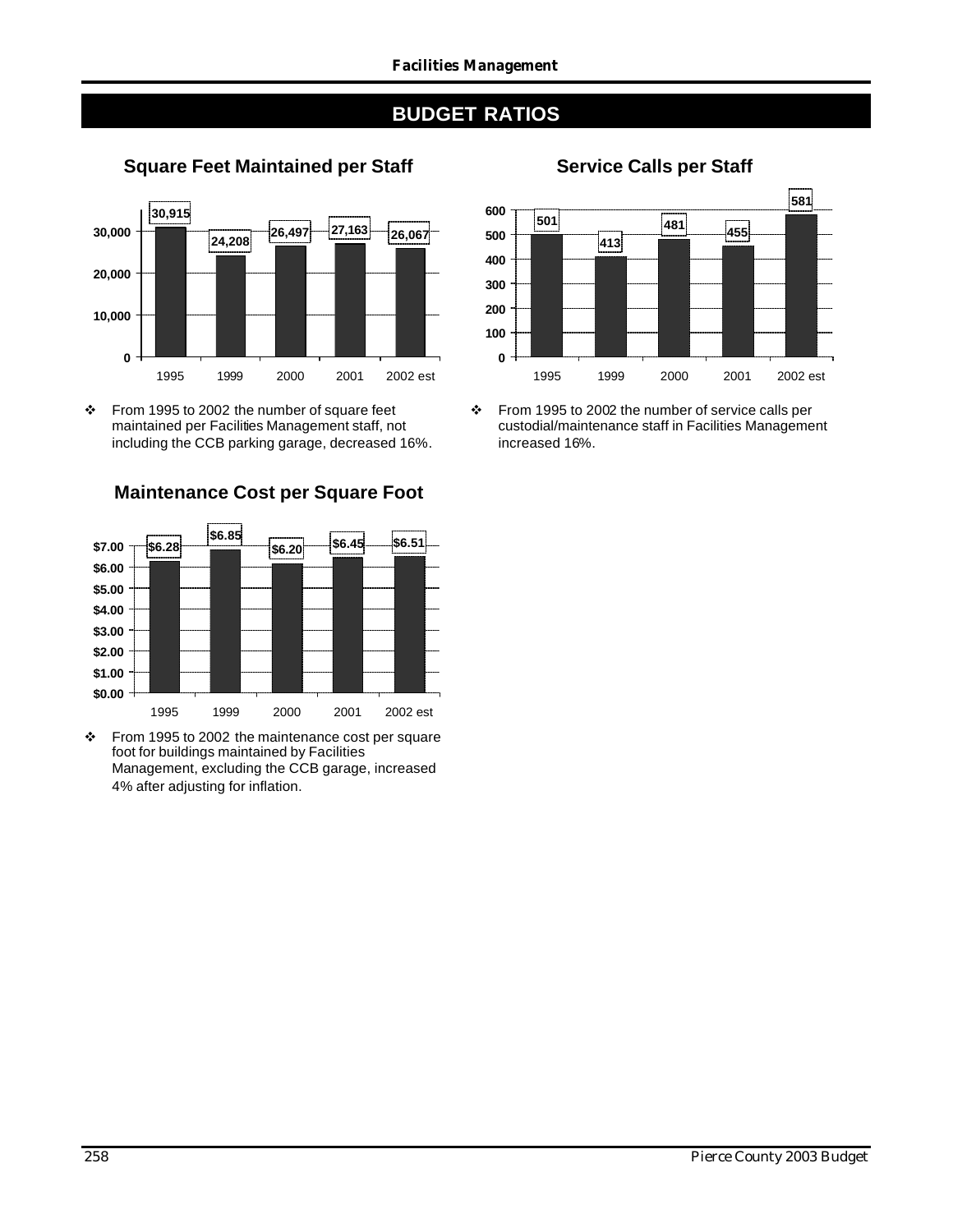# BUDGET RATIOS

## Square Feet Maintained per Staff

| Year | Square Feet Maintained per Staff |
|---|---|
| 1995 | 30,915 |
| 1999 | 24,208 |
| 2000 | 26,497 |
| 2001 | 27,163 |
| 2002 est | 26,067 |

- From 1995 to 2002 the number of square feet maintained per Facilities Management staff, not including the CCB parking garage, decreased 16%.

## Service Calls per Staff

| Year | Service Calls per Staff |
|---|---|
| 1995 | 501 |
| 1999 | 413 |
| 2000 | 481 |
| 2001 | 455 |
| 2002 est | 581 |

- From 1995 to 2002 the number of service calls per custodial/maintenance staff in Facilities Management increased 16%.

## Maintenance Cost per Square Foot

| Year | Maintenance Cost per Square Foot |
|---|---|
| 1995 | $6.28 |
| 1999 | $6.85 |
| 2000 | $6.20 |
| 2001 | $6.45 |
| 2002 est | $6.51 |

- From 1995 to 2002 the maintenance cost per square foot for buildings maintained by Facilities Management, excluding the CCB garage, increased 4% after adjusting for inflation.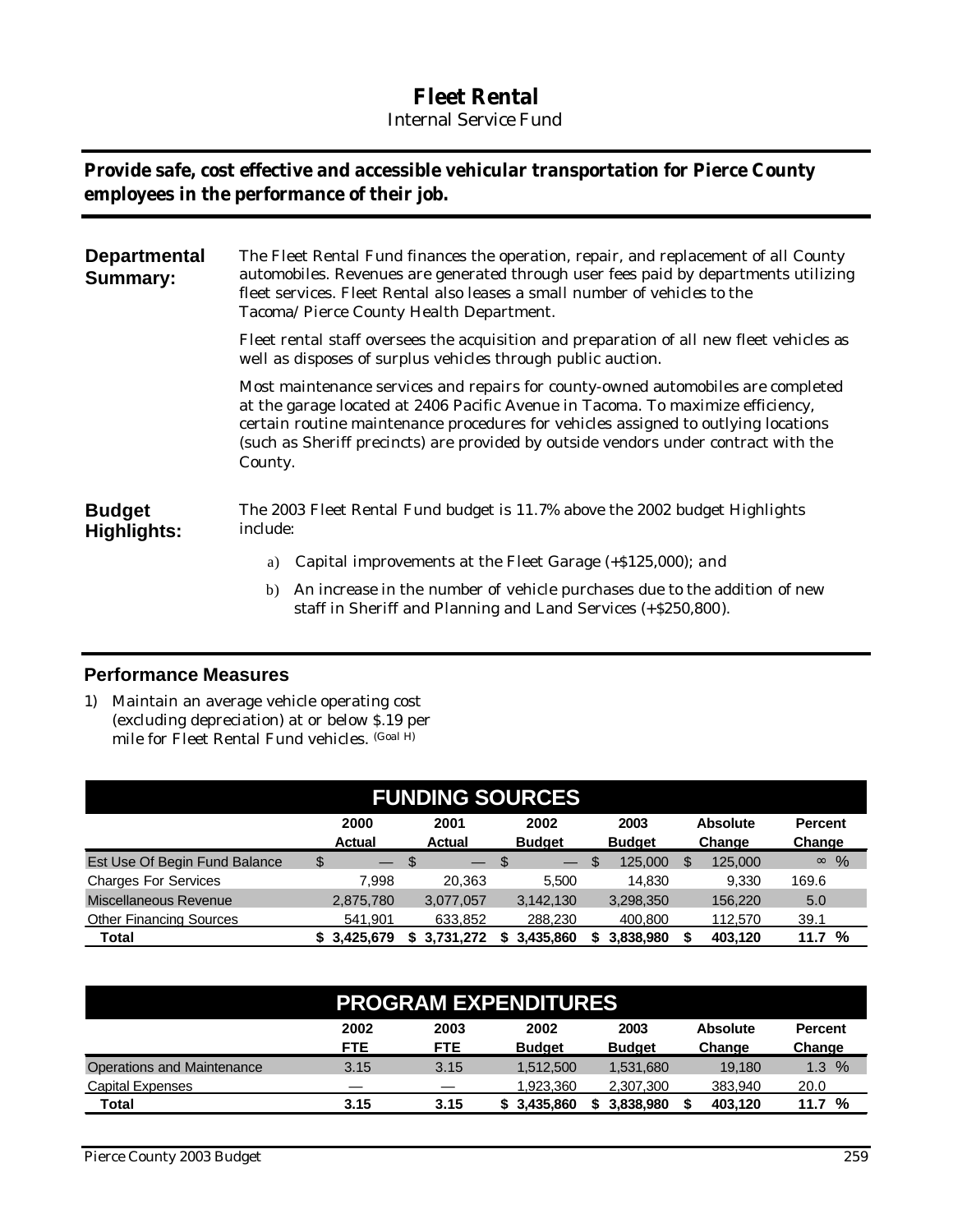# Fleet Rental

Internal Service Fund

**Provide safe, cost effective and accessible vehicular transportation for Pierce County employees in the performance of their job.**

**Departmental Summary:**

The Fleet Rental Fund finances the operation, repair, and replacement of all County automobiles. Revenues are generated through user fees paid by departments utilizing fleet services. Fleet Rental also leases a small number of vehicles to the Tacoma/Pierce County Health Department.

Fleet rental staff oversees the acquisition and preparation of all new fleet vehicles as well as disposes of surplus vehicles through public auction.

Most maintenance services and repairs for county-owned automobiles are completed at the garage located at 2406 Pacific Avenue in Tacoma. To maximize efficiency, certain routine maintenance procedures for vehicles assigned to outlying locations (such as Sheriff precincts) are provided by outside vendors under contract with the County.

**Budget Highlights:**

The 2003 Fleet Rental Fund budget is 11.7% above the 2002 budget Highlights include:

a) Capital improvements at the Fleet Garage (+$125,000); and

b) An increase in the number of vehicle purchases due to the addition of new staff in Sheriff and Planning and Land Services (+$250,800).

## Performance Measures

1) Maintain an average vehicle operating cost (excluding depreciation) at or below $.19 per mile for Fleet Rental Fund vehicles. (Goal H)

**FUNDING SOURCES**

| | 2000 Actual | 2001 Actual | 2002 Budget | 2003 Budget | Absolute Change | Percent Change |
|---|---|---|---|---|---|---|
| Est Use Of Begin Fund Balance | $ — | $ — | $ — | $ 125,000 | $ 125,000 | ∞ % |
| Charges For Services | 7,998 | 20,363 | 5,500 | 14,830 | 9,330 | 169.6 |
| Miscellaneous Revenue | 2,875,780 | 3,077,057 | 3,142,130 | 3,298,350 | 156,220 | 5.0 |
| Other Financing Sources | 541,901 | 633,852 | 288,230 | 400,800 | 112,570 | 39.1 |
| **Total** | **$ 3,425,679** | **$ 3,731,272** | **$ 3,435,860** | **$ 3,838,980** | **$ 403,120** | **11.7 %** |

**PROGRAM EXPENDITURES**

| | 2002 FTE | 2003 FTE | 2002 Budget | 2003 Budget | Absolute Change | Percent Change |
|---|---|---|---|---|---|---|
| Operations and Maintenance | 3.15 | 3.15 | 1,512,500 | 1,531,680 | 19,180 | 1.3 % |
| Capital Expenses | — | — | 1,923,360 | 2,307,300 | 383,940 | 20.0 |
| **Total** | **3.15** | **3.15** | **$ 3,435,860** | **$ 3,838,980** | **$ 403,120** | **11.7 %** |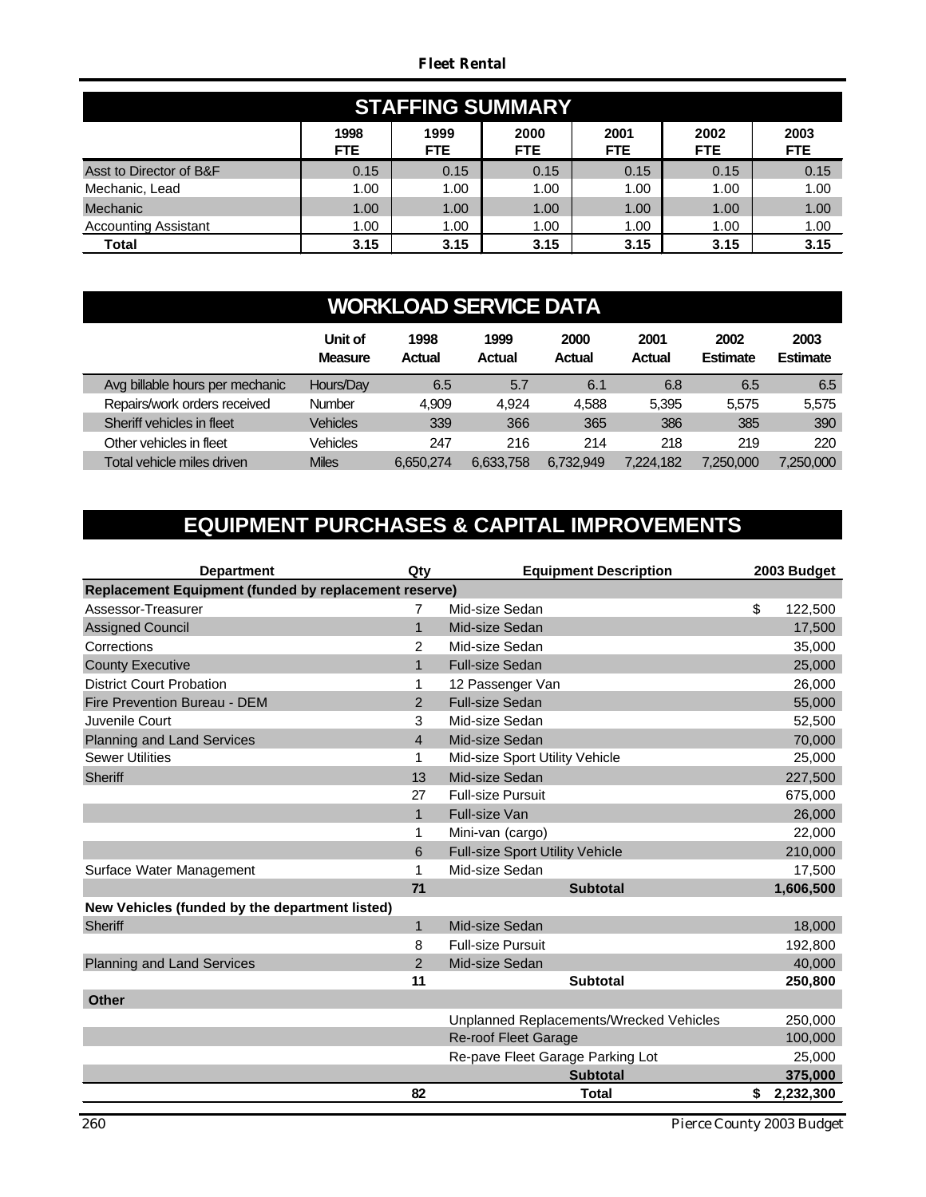## STAFFING SUMMARY

| | 1998 FTE | 1999 FTE | 2000 FTE | 2001 FTE | 2002 FTE | 2003 FTE |
|---|---|---|---|---|---|---|
| Asst to Director of B&F | 0.15 | 0.15 | 0.15 | 0.15 | 0.15 | 0.15 |
| Mechanic, Lead | 1.00 | 1.00 | 1.00 | 1.00 | 1.00 | 1.00 |
| Mechanic | 1.00 | 1.00 | 1.00 | 1.00 | 1.00 | 1.00 |
| Accounting Assistant | 1.00 | 1.00 | 1.00 | 1.00 | 1.00 | 1.00 |
| **Total** | **3.15** | **3.15** | **3.15** | **3.15** | **3.15** | **3.15** |

## WORKLOAD SERVICE DATA

| | Unit of Measure | 1998 Actual | 1999 Actual | 2000 Actual | 2001 Actual | 2002 Estimate | 2003 Estimate |
|---|---|---|---|---|---|---|---|
| Avg billable hours per mechanic | Hours/Day | 6.5 | 5.7 | 6.1 | 6.8 | 6.5 | 6.5 |
| Repairs/work orders received | Number | 4,909 | 4,924 | 4,588 | 5,395 | 5,575 | 5,575 |
| Sheriff vehicles in fleet | Vehicles | 339 | 366 | 365 | 386 | 385 | 390 |
| Other vehicles in fleet | Vehicles | 247 | 216 | 214 | 218 | 219 | 220 |
| Total vehicle miles driven | Miles | 6,650,274 | 6,633,758 | 6,732,949 | 7,224,182 | 7,250,000 | 7,250,000 |

## EQUIPMENT PURCHASES & CAPITAL IMPROVEMENTS

| Department | Qty | Equipment Description | 2003 Budget |
|---|---|---|---|
| **Replacement Equipment (funded by replacement reserve)** | | | |
| Assessor-Treasurer | 7 | Mid-size Sedan | $ 122,500 |
| Assigned Council | 1 | Mid-size Sedan | 17,500 |
| Corrections | 2 | Mid-size Sedan | 35,000 |
| County Executive | 1 | Full-size Sedan | 25,000 |
| District Court Probation | 1 | 12 Passenger Van | 26,000 |
| Fire Prevention Bureau - DEM | 2 | Full-size Sedan | 55,000 |
| Juvenile Court | 3 | Mid-size Sedan | 52,500 |
| Planning and Land Services | 4 | Mid-size Sedan | 70,000 |
| Sewer Utilities | 1 | Mid-size Sport Utility Vehicle | 25,000 |
| Sheriff | 13 | Mid-size Sedan | 227,500 |
| | 27 | Full-size Pursuit | 675,000 |
| | 1 | Full-size Van | 26,000 |
| | 1 | Mini-van (cargo) | 22,000 |
| | 6 | Full-size Sport Utility Vehicle | 210,000 |
| Surface Water Management | 1 | Mid-size Sedan | 17,500 |
| | **71** | **Subtotal** | **1,606,500** |
| **New Vehicles (funded by the department listed)** | | | |
| Sheriff | 1 | Mid-size Sedan | 18,000 |
| | 8 | Full-size Pursuit | 192,800 |
| Planning and Land Services | 2 | Mid-size Sedan | 40,000 |
| | **11** | **Subtotal** | **250,800** |
| **Other** | | | |
| | | Unplanned Replacements/Wrecked Vehicles | 250,000 |
| | | Re-roof Fleet Garage | 100,000 |
| | | Re-pave Fleet Garage Parking Lot | 25,000 |
| | | **Subtotal** | **375,000** |
| | **82** | **Total** | **$ 2,232,300** |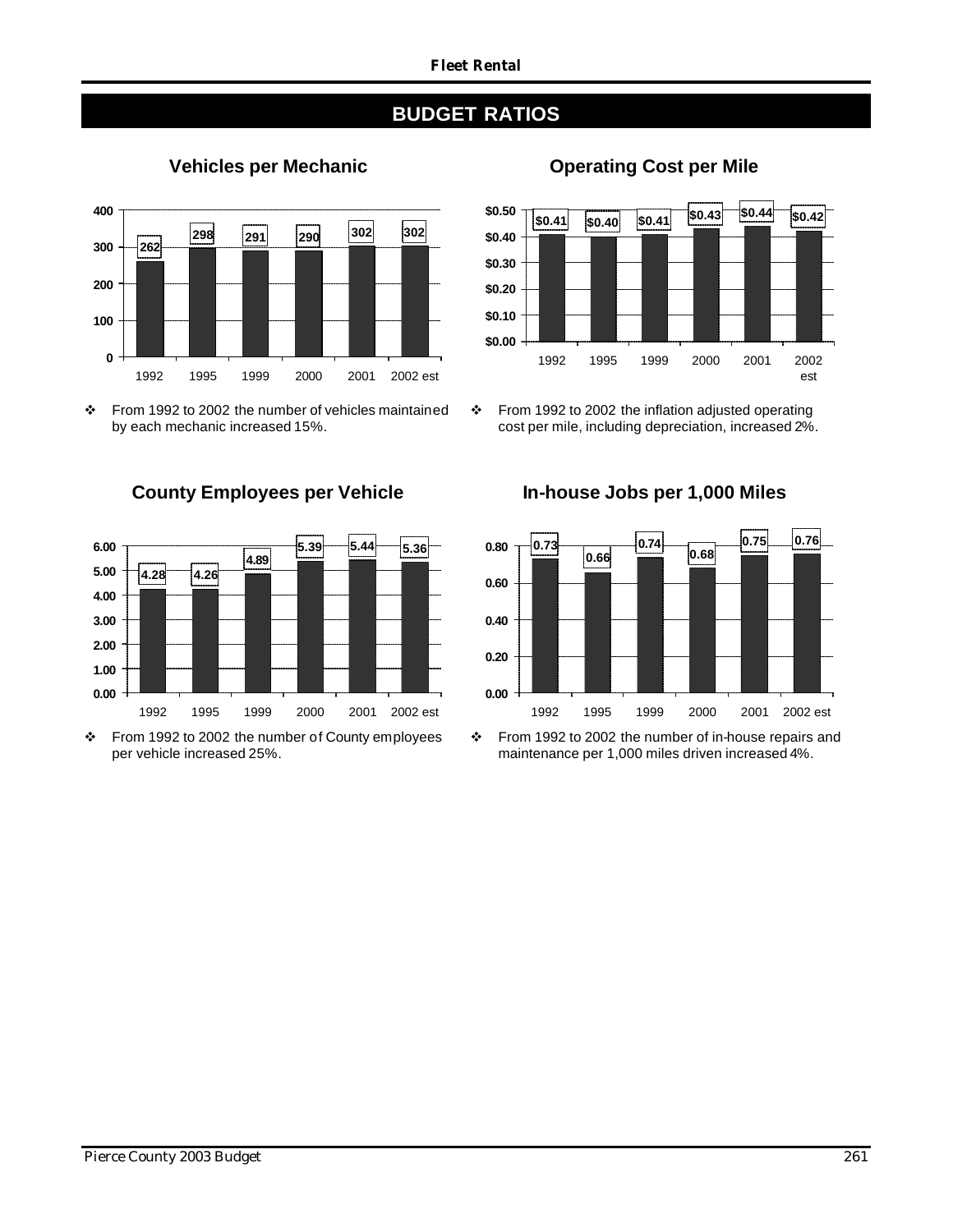# BUDGET RATIOS

### Vehicles per Mechanic

| 1992 | 1995 | 1999 | 2000 | 2001 | 2002 est |
|---|---|---|---|---|---|
| 262 | 298 | 291 | 290 | 302 | 302 |

- From 1992 to 2002 the number of vehicles maintained by each mechanic increased 15%.

### Operating Cost per Mile

| 1992 | 1995 | 1999 | 2000 | 2001 | 2002 est |
|---|---|---|---|---|---|
| $0.41 | $0.40 | $0.41 | $0.43 | $0.44 | $0.42 |

- From 1992 to 2002 the inflation adjusted operating cost per mile, including depreciation, increased 2%.

### County Employees per Vehicle

| 1992 | 1995 | 1999 | 2000 | 2001 | 2002 est |
|---|---|---|---|---|---|
| 4.28 | 4.26 | 4.89 | 5.39 | 5.44 | 5.36 |

- From 1992 to 2002 the number of County employees per vehicle increased 25%.

### In-house Jobs per 1,000 Miles

| 1992 | 1995 | 1999 | 2000 | 2001 | 2002 est |
|---|---|---|---|---|---|
| 0.73 | 0.66 | 0.74 | 0.68 | 0.75 | 0.76 |

- From 1992 to 2002 the number of in-house repairs and maintenance per 1,000 miles driven increased 4%.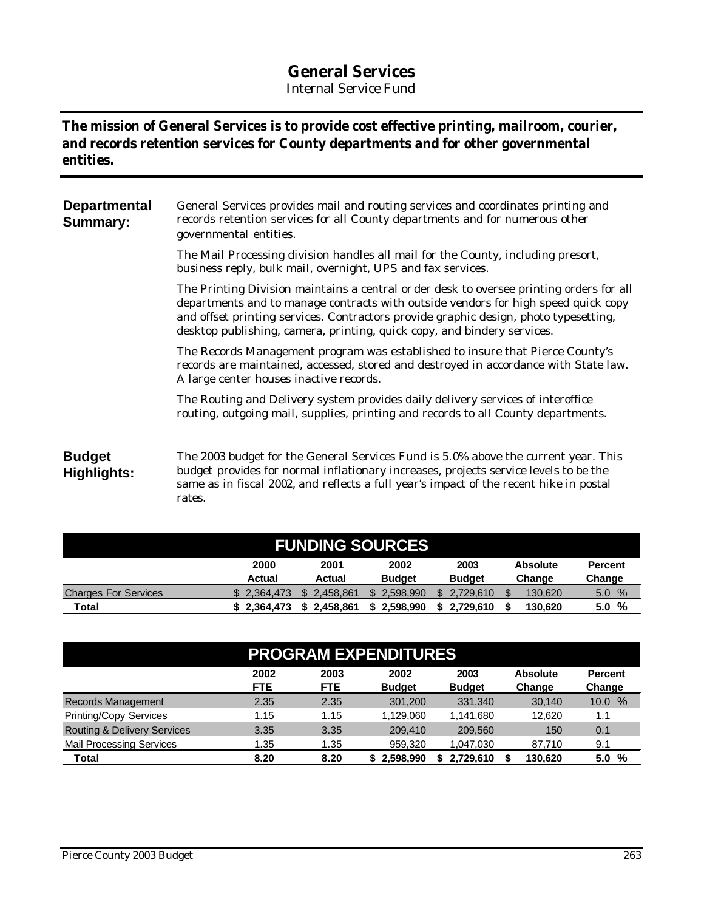# General Services

Internal Service Fund

**The mission of General Services is to provide cost effective printing, mailroom, courier, and records retention services for County departments and for other governmental entities.**

## Departmental Summary:

General Services provides mail and routing services and coordinates printing and records retention services for all County departments and for numerous other governmental entities.

The Mail Processing division handles all mail for the County, including presort, business reply, bulk mail, overnight, UPS and fax services.

The Printing Division maintains a central order desk to oversee printing orders for all departments and to manage contracts with outside vendors for high speed quick copy and offset printing services. Contractors provide graphic design, photo typesetting, desktop publishing, camera, printing, quick copy, and bindery services.

The Records Management program was established to insure that Pierce County's records are maintained, accessed, stored and destroyed in accordance with State law. A large center houses inactive records.

The Routing and Delivery system provides daily delivery services of interoffice routing, outgoing mail, supplies, printing and records to all County departments.

## Budget Highlights:

The 2003 budget for the General Services Fund is 5.0% above the current year. This budget provides for normal inflationary increases, projects service levels to be the same as in fiscal 2002, and reflects a full year's impact of the recent hike in postal rates.

## FUNDING SOURCES

| | 2000 Actual | 2001 Actual | 2002 Budget | 2003 Budget | Absolute Change | Percent Change |
|---|---|---|---|---|---|---|
| Charges For Services | $ 2,364,473 | $ 2,458,861 | $ 2,598,990 | $ 2,729,610 | $ 130,620 | 5.0 % |
| **Total** | **$ 2,364,473** | **$ 2,458,861** | **$ 2,598,990** | **$ 2,729,610** | **$ 130,620** | **5.0 %** |

## PROGRAM EXPENDITURES

| | 2002 FTE | 2003 FTE | 2002 Budget | 2003 Budget | Absolute Change | Percent Change |
|---|---|---|---|---|---|---|
| Records Management | 2.35 | 2.35 | 301,200 | 331,340 | 30,140 | 10.0 % |
| Printing/Copy Services | 1.15 | 1.15 | 1,129,060 | 1,141,680 | 12,620 | 1.1 |
| Routing & Delivery Services | 3.35 | 3.35 | 209,410 | 209,560 | 150 | 0.1 |
| Mail Processing Services | 1.35 | 1.35 | 959,320 | 1,047,030 | 87,710 | 9.1 |
| **Total** | **8.20** | **8.20** | **$ 2,598,990** | **$ 2,729,610** | **$ 130,620** | **5.0 %** |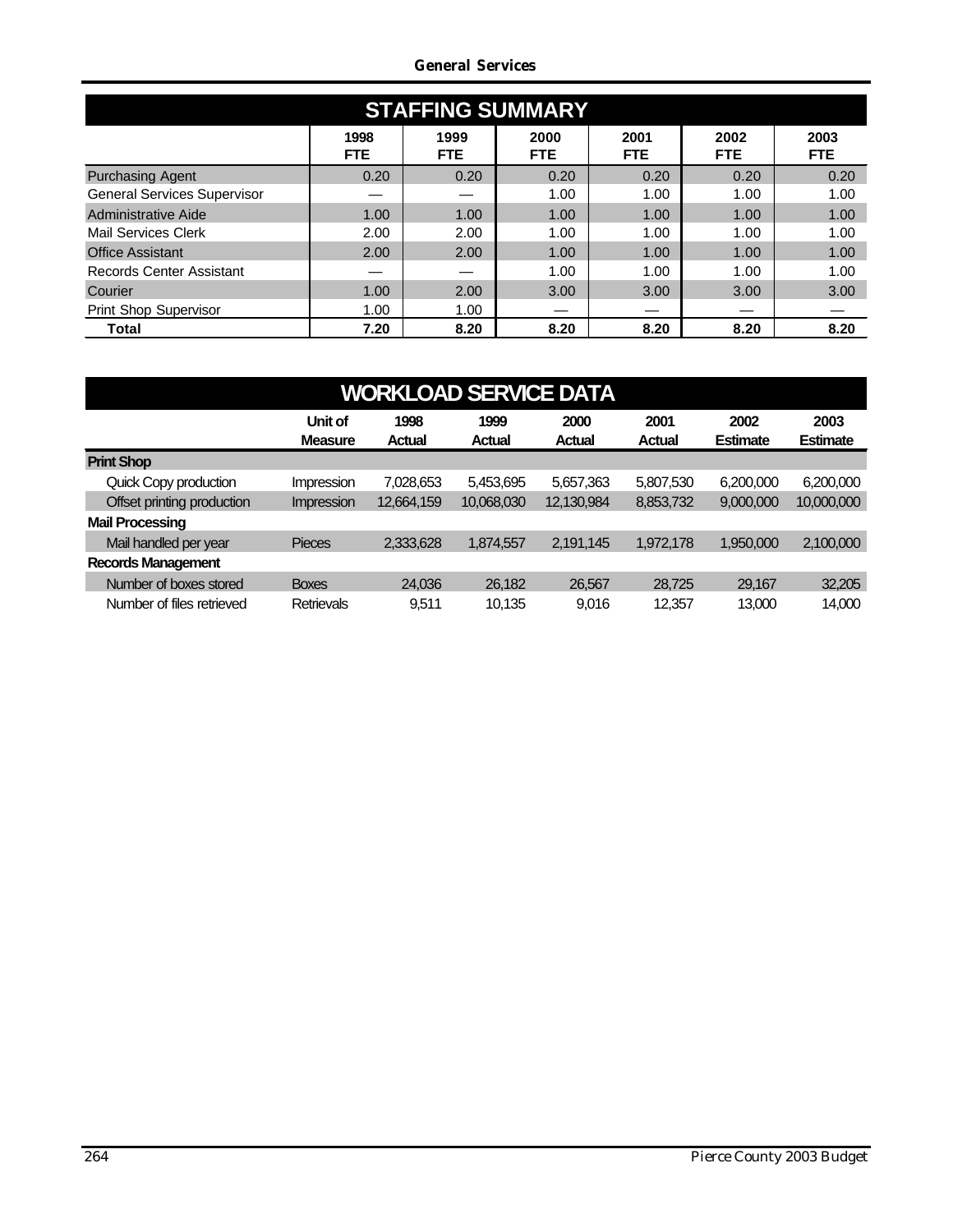## STAFFING SUMMARY

| | 1998 FTE | 1999 FTE | 2000 FTE | 2001 FTE | 2002 FTE | 2003 FTE |
|---|---|---|---|---|---|---|
| Purchasing Agent | 0.20 | 0.20 | 0.20 | 0.20 | 0.20 | 0.20 |
| General Services Supervisor | — | — | 1.00 | 1.00 | 1.00 | 1.00 |
| Administrative Aide | 1.00 | 1.00 | 1.00 | 1.00 | 1.00 | 1.00 |
| Mail Services Clerk | 2.00 | 2.00 | 1.00 | 1.00 | 1.00 | 1.00 |
| Office Assistant | 2.00 | 2.00 | 1.00 | 1.00 | 1.00 | 1.00 |
| Records Center Assistant | — | — | 1.00 | 1.00 | 1.00 | 1.00 |
| Courier | 1.00 | 2.00 | 3.00 | 3.00 | 3.00 | 3.00 |
| Print Shop Supervisor | 1.00 | 1.00 | — | — | — | — |
| **Total** | **7.20** | **8.20** | **8.20** | **8.20** | **8.20** | **8.20** |

## WORKLOAD SERVICE DATA

| | Unit of Measure | 1998 Actual | 1999 Actual | 2000 Actual | 2001 Actual | 2002 Estimate | 2003 Estimate |
|---|---|---|---|---|---|---|---|
| **Print Shop** | | | | | | | |
| Quick Copy production | Impression | 7,028,653 | 5,453,695 | 5,657,363 | 5,807,530 | 6,200,000 | 6,200,000 |
| Offset printing production | Impression | 12,664,159 | 10,068,030 | 12,130,984 | 8,853,732 | 9,000,000 | 10,000,000 |
| **Mail Processing** | | | | | | | |
| Mail handled per year | Pieces | 2,333,628 | 1,874,557 | 2,191,145 | 1,972,178 | 1,950,000 | 2,100,000 |
| **Records Management** | | | | | | | |
| Number of boxes stored | Boxes | 24,036 | 26,182 | 26,567 | 28,725 | 29,167 | 32,205 |
| Number of files retrieved | Retrievals | 9,511 | 10,135 | 9,016 | 12,357 | 13,000 | 14,000 |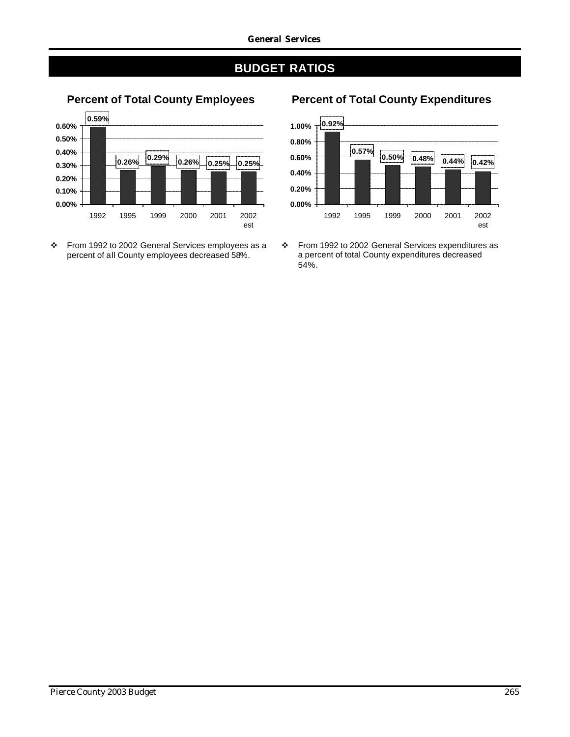# BUDGET RATIOS

## Percent of Total County Employees

| Year | Percent |
| --- | --- |
| 1992 | 0.59% |
| 1995 | 0.26% |
| 1999 | 0.29% |
| 2000 | 0.26% |
| 2001 | 0.25% |
| 2002 est | 0.25% |

- From 1992 to 2002 General Services employees as a percent of all County employees decreased 58%.

## Percent of Total County Expenditures

| Year | Percent |
| --- | --- |
| 1992 | 0.92% |
| 1995 | 0.57% |
| 1999 | 0.50% |
| 2000 | 0.48% |
| 2001 | 0.44% |
| 2002 est | 0.42% |

- From 1992 to 2002 General Services expenditures as a percent of total County expenditures decreased 54%.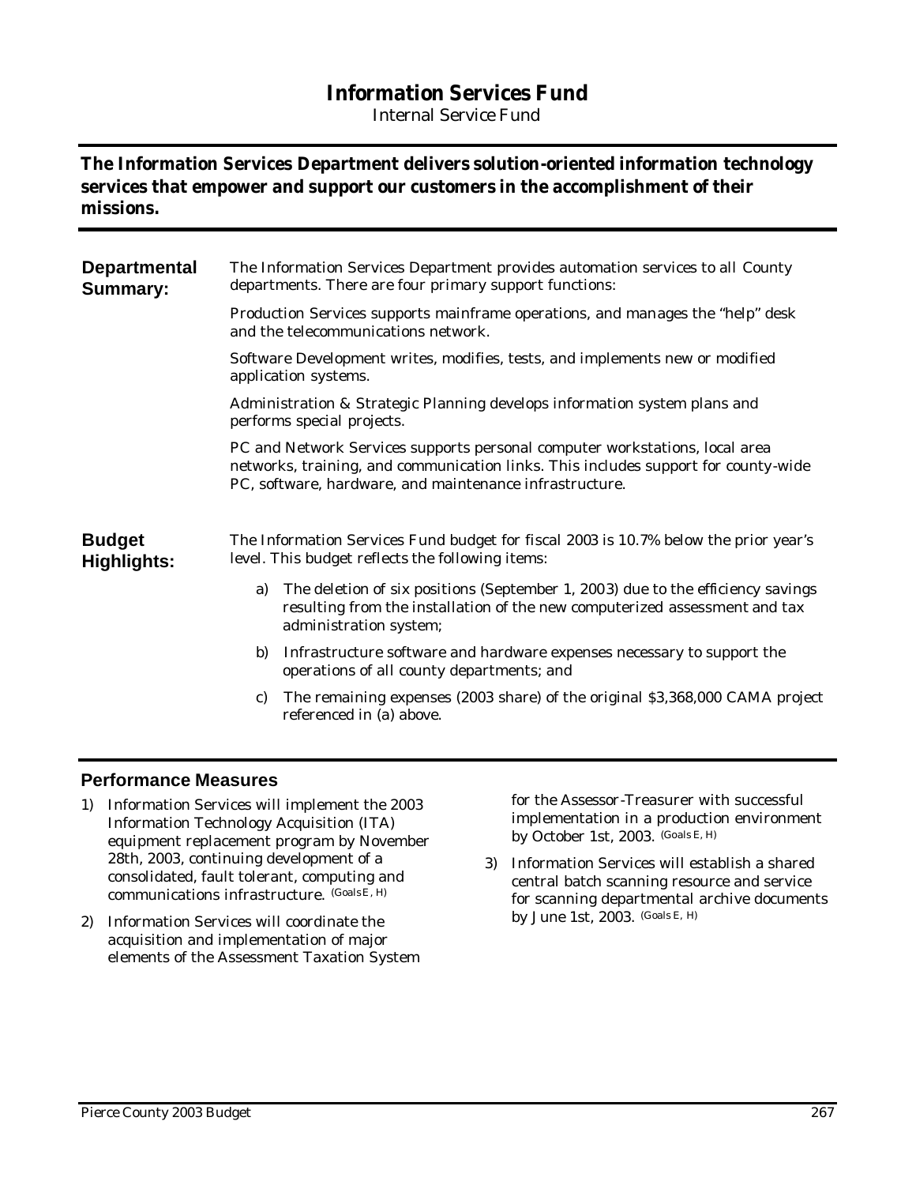# Information Services Fund

Internal Service Fund

***The Information Services Department delivers solution-oriented information technology services that empower and support our customers in the accomplishment of their missions.***

## Departmental Summary:

The Information Services Department provides automation services to all County departments. There are four primary support functions:

Production Services supports mainframe operations, and manages the "help" desk and the telecommunications network.

Software Development writes, modifies, tests, and implements new or modified application systems.

Administration & Strategic Planning develops information system plans and performs special projects.

PC and Network Services supports personal computer workstations, local area networks, training, and communication links. This includes support for county-wide PC, software, hardware, and maintenance infrastructure.

## Budget Highlights:

The Information Services Fund budget for fiscal 2003 is 10.7% below the prior year's level. This budget reflects the following items:

a) The deletion of six positions (September 1, 2003) due to the efficiency savings resulting from the installation of the new computerized assessment and tax administration system;

b) Infrastructure software and hardware expenses necessary to support the operations of all county departments; and

c) The remaining expenses (2003 share) of the original $3,368,000 CAMA project referenced in (a) above.

## Performance Measures

1) Information Services will implement the 2003 Information Technology Acquisition (ITA) equipment replacement program by November 28th, 2003, continuing development of a consolidated, fault tolerant, computing and communications infrastructure. (Goals E, H)

2) Information Services will coordinate the acquisition and implementation of major elements of the Assessment Taxation System for the Assessor-Treasurer with successful implementation in a production environment by October 1st, 2003. (Goals E, H)

3) Information Services will establish a shared central batch scanning resource and service for scanning departmental archive documents by June 1st, 2003. (Goals E, H)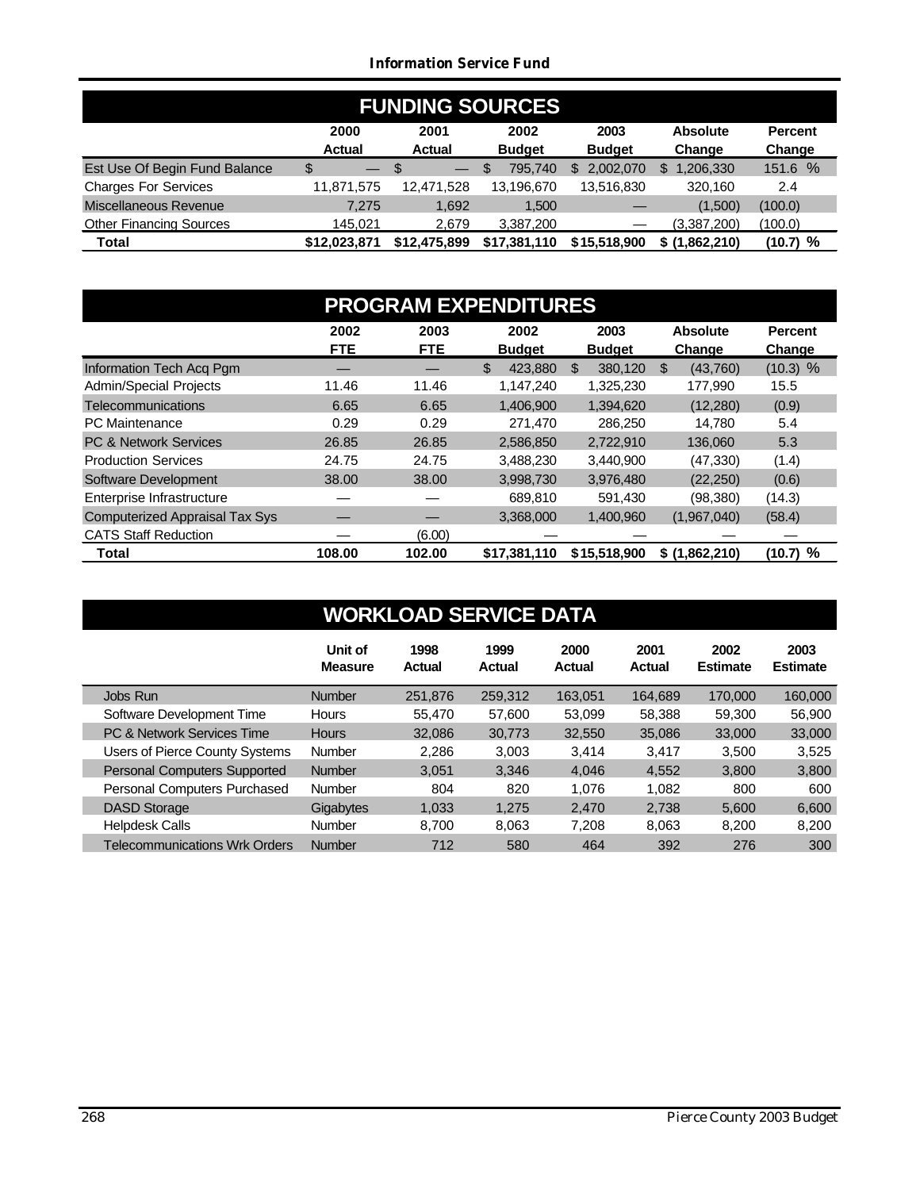# Information Service Fund

## FUNDING SOURCES

| | 2000 Actual | 2001 Actual | 2002 Budget | 2003 Budget | Absolute Change | Percent Change |
|---|---|---|---|---|---|---|
| Est Use Of Begin Fund Balance | $ — | $ — | $ 795,740 | $ 2,002,070 | $ 1,206,330 | 151.6 % |
| Charges For Services | 11,871,575 | 12,471,528 | 13,196,670 | 13,516,830 | 320,160 | 2.4 |
| Miscellaneous Revenue | 7,275 | 1,692 | 1,500 | — | (1,500) | (100.0) |
| Other Financing Sources | 145,021 | 2,679 | 3,387,200 | — | (3,387,200) | (100.0) |
| **Total** | **$12,023,871** | **$12,475,899** | **$17,381,110** | **$15,518,900** | **$ (1,862,210)** | **(10.7) %** |

## PROGRAM EXPENDITURES

| | 2002 FTE | 2003 FTE | 2002 Budget | 2003 Budget | Absolute Change | Percent Change |
|---|---|---|---|---|---|---|
| Information Tech Acq Pgm | — | — | $ 423,880 | $ 380,120 | $ (43,760) | (10.3) % |
| Admin/Special Projects | 11.46 | 11.46 | 1,147,240 | 1,325,230 | 177,990 | 15.5 |
| Telecommunications | 6.65 | 6.65 | 1,406,900 | 1,394,620 | (12,280) | (0.9) |
| PC Maintenance | 0.29 | 0.29 | 271,470 | 286,250 | 14,780 | 5.4 |
| PC & Network Services | 26.85 | 26.85 | 2,586,850 | 2,722,910 | 136,060 | 5.3 |
| Production Services | 24.75 | 24.75 | 3,488,230 | 3,440,900 | (47,330) | (1.4) |
| Software Development | 38.00 | 38.00 | 3,998,730 | 3,976,480 | (22,250) | (0.6) |
| Enterprise Infrastructure | — | — | 689,810 | 591,430 | (98,380) | (14.3) |
| Computerized Appraisal Tax Sys | — | — | 3,368,000 | 1,400,960 | (1,967,040) | (58.4) |
| CATS Staff Reduction | — | (6.00) | — | — | — | — |
| **Total** | **108.00** | **102.00** | **$17,381,110** | **$15,518,900** | **$ (1,862,210)** | **(10.7) %** |

## WORKLOAD SERVICE DATA

| | Unit of Measure | 1998 Actual | 1999 Actual | 2000 Actual | 2001 Actual | 2002 Estimate | 2003 Estimate |
|---|---|---|---|---|---|---|---|
| Jobs Run | Number | 251,876 | 259,312 | 163,051 | 164,689 | 170,000 | 160,000 |
| Software Development Time | Hours | 55,470 | 57,600 | 53,099 | 58,388 | 59,300 | 56,900 |
| PC & Network Services Time | Hours | 32,086 | 30,773 | 32,550 | 35,086 | 33,000 | 33,000 |
| Users of Pierce County Systems | Number | 2,286 | 3,003 | 3,414 | 3,417 | 3,500 | 3,525 |
| Personal Computers Supported | Number | 3,051 | 3,346 | 4,046 | 4,552 | 3,800 | 3,800 |
| Personal Computers Purchased | Number | 804 | 820 | 1,076 | 1,082 | 800 | 600 |
| DASD Storage | Gigabytes | 1,033 | 1,275 | 2,470 | 2,738 | 5,600 | 6,600 |
| Helpdesk Calls | Number | 8,700 | 8,063 | 7,208 | 8,063 | 8,200 | 8,200 |
| Telecommunications Wrk Orders | Number | 712 | 580 | 464 | 392 | 276 | 300 |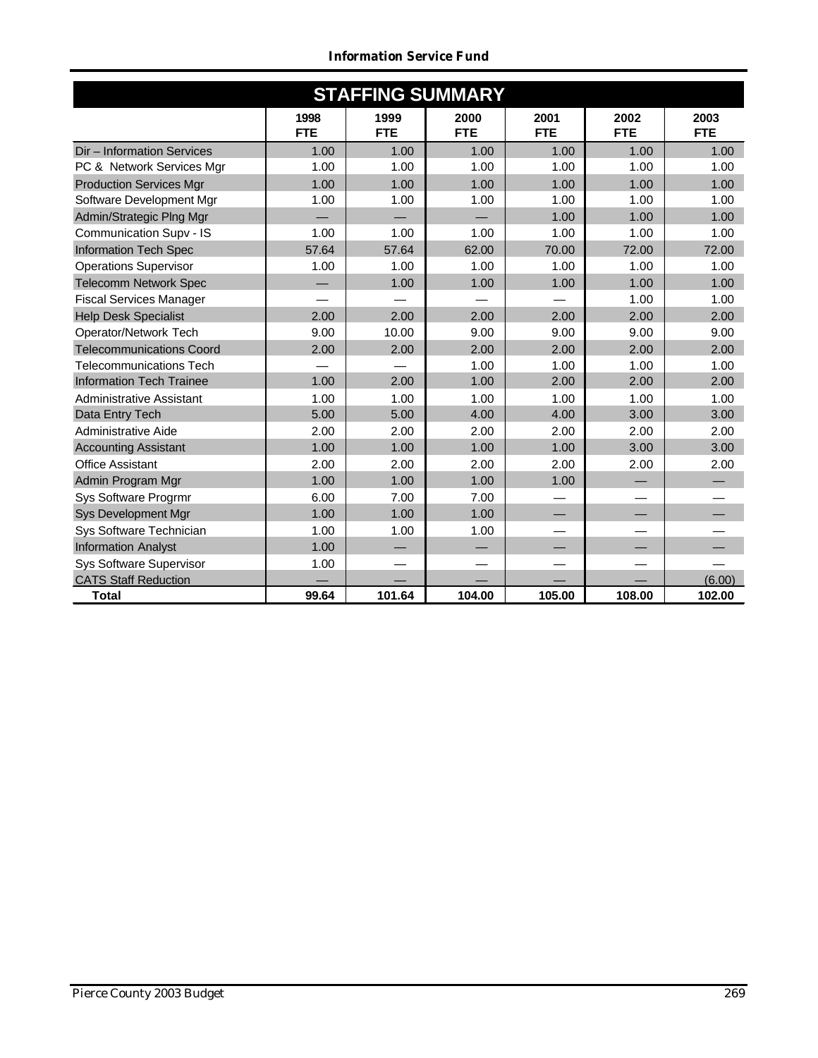## Information Service Fund

### STAFFING SUMMARY

| | 1998 FTE | 1999 FTE | 2000 FTE | 2001 FTE | 2002 FTE | 2003 FTE |
|---|---|---|---|---|---|---|
| Dir – Information Services | 1.00 | 1.00 | 1.00 | 1.00 | 1.00 | 1.00 |
| PC & Network Services Mgr | 1.00 | 1.00 | 1.00 | 1.00 | 1.00 | 1.00 |
| Production Services Mgr | 1.00 | 1.00 | 1.00 | 1.00 | 1.00 | 1.00 |
| Software Development Mgr | 1.00 | 1.00 | 1.00 | 1.00 | 1.00 | 1.00 |
| Admin/Strategic Plng Mgr | — | — | — | 1.00 | 1.00 | 1.00 |
| Communication Supv - IS | 1.00 | 1.00 | 1.00 | 1.00 | 1.00 | 1.00 |
| Information Tech Spec | 57.64 | 57.64 | 62.00 | 70.00 | 72.00 | 72.00 |
| Operations Supervisor | 1.00 | 1.00 | 1.00 | 1.00 | 1.00 | 1.00 |
| Telecomm Network Spec | — | 1.00 | 1.00 | 1.00 | 1.00 | 1.00 |
| Fiscal Services Manager | — | — | — | — | 1.00 | 1.00 |
| Help Desk Specialist | 2.00 | 2.00 | 2.00 | 2.00 | 2.00 | 2.00 |
| Operator/Network Tech | 9.00 | 10.00 | 9.00 | 9.00 | 9.00 | 9.00 |
| Telecommunications Coord | 2.00 | 2.00 | 2.00 | 2.00 | 2.00 | 2.00 |
| Telecommunications Tech | — | — | 1.00 | 1.00 | 1.00 | 1.00 |
| Information Tech Trainee | 1.00 | 2.00 | 1.00 | 2.00 | 2.00 | 2.00 |
| Administrative Assistant | 1.00 | 1.00 | 1.00 | 1.00 | 1.00 | 1.00 |
| Data Entry Tech | 5.00 | 5.00 | 4.00 | 4.00 | 3.00 | 3.00 |
| Administrative Aide | 2.00 | 2.00 | 2.00 | 2.00 | 2.00 | 2.00 |
| Accounting Assistant | 1.00 | 1.00 | 1.00 | 1.00 | 3.00 | 3.00 |
| Office Assistant | 2.00 | 2.00 | 2.00 | 2.00 | 2.00 | 2.00 |
| Admin Program Mgr | 1.00 | 1.00 | 1.00 | 1.00 | — | — |
| Sys Software Progrmr | 6.00 | 7.00 | 7.00 | — | — | — |
| Sys Development Mgr | 1.00 | 1.00 | 1.00 | — | — | — |
| Sys Software Technician | 1.00 | 1.00 | 1.00 | — | — | — |
| Information Analyst | 1.00 | — | — | — | — | — |
| Sys Software Supervisor | 1.00 | — | — | — | — | — |
| CATS Staff Reduction | — | — | — | — | — | (6.00) |
| **Total** | **99.64** | **101.64** | **104.00** | **105.00** | **108.00** | **102.00** |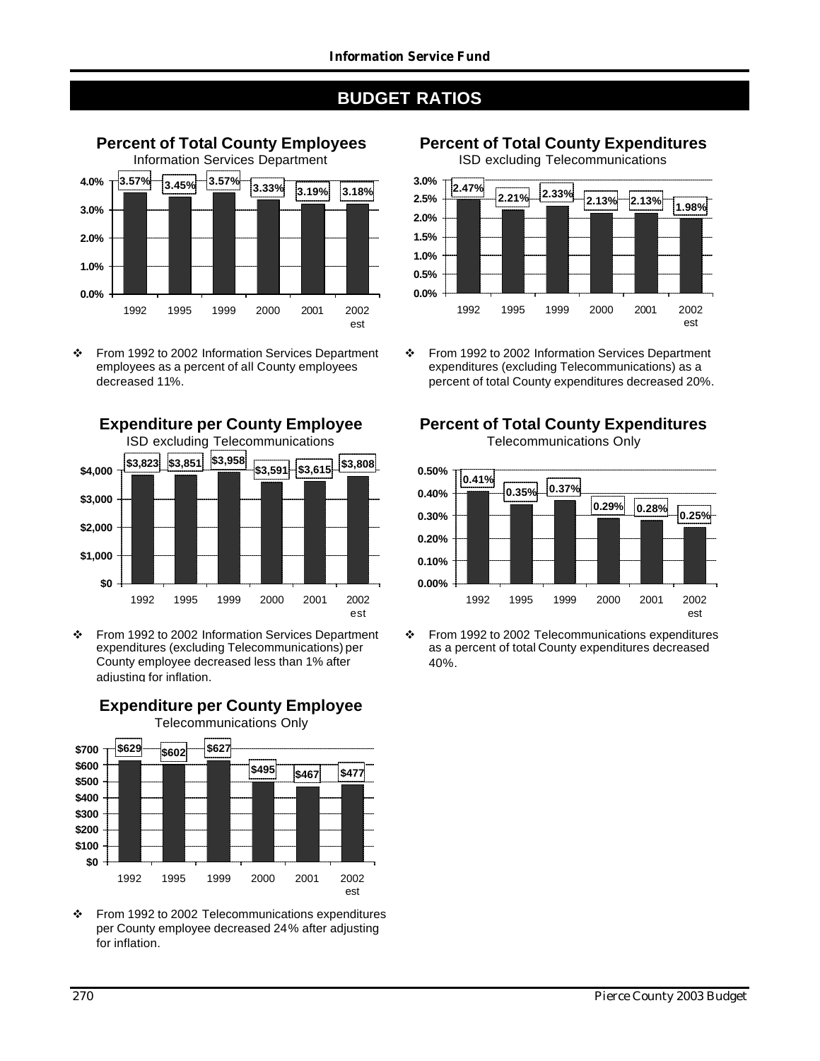# BUDGET RATIOS

### Percent of Total County Employees
Information Services Department

| 1992 | 1995 | 1999 | 2000 | 2001 | 2002 est |
|---|---|---|---|---|---|
| 3.57% | 3.45% | 3.57% | 3.33% | 3.19% | 3.18% |

- From 1992 to 2002 Information Services Department employees as a percent of all County employees decreased 11%.

### Percent of Total County Expenditures
ISD excluding Telecommunications

| 1992 | 1995 | 1999 | 2000 | 2001 | 2002 est |
|---|---|---|---|---|---|
| 2.47% | 2.21% | 2.33% | 2.13% | 2.13% | 1.98% |

- From 1992 to 2002 Information Services Department expenditures (excluding Telecommunications) as a percent of total County expenditures decreased 20%.

### Expenditure per County Employee
ISD excluding Telecommunications

| 1992 | 1995 | 1999 | 2000 | 2001 | 2002 est |
|---|---|---|---|---|---|
| $3,823 | $3,851 | $3,958 | $3,591 | $3,615 | $3,808 |

- From 1992 to 2002 Information Services Department expenditures (excluding Telecommunications) per County employee decreased less than 1% after adjusting for inflation.

### Percent of Total County Expenditures
Telecommunications Only

| 1992 | 1995 | 1999 | 2000 | 2001 | 2002 est |
|---|---|---|---|---|---|
| 0.41% | 0.35% | 0.37% | 0.29% | 0.28% | 0.25% |

- From 1992 to 2002 Telecommunications expenditures as a percent of total County expenditures decreased 40%.

### Expenditure per County Employee
Telecommunications Only

| 1992 | 1995 | 1999 | 2000 | 2001 | 2002 est |
|---|---|---|---|---|---|
| $629 | $602 | $627 | $495 | $467 | $477 |

- From 1992 to 2002 Telecommunications expenditures per County employee decreased 24% after adjusting for inflation.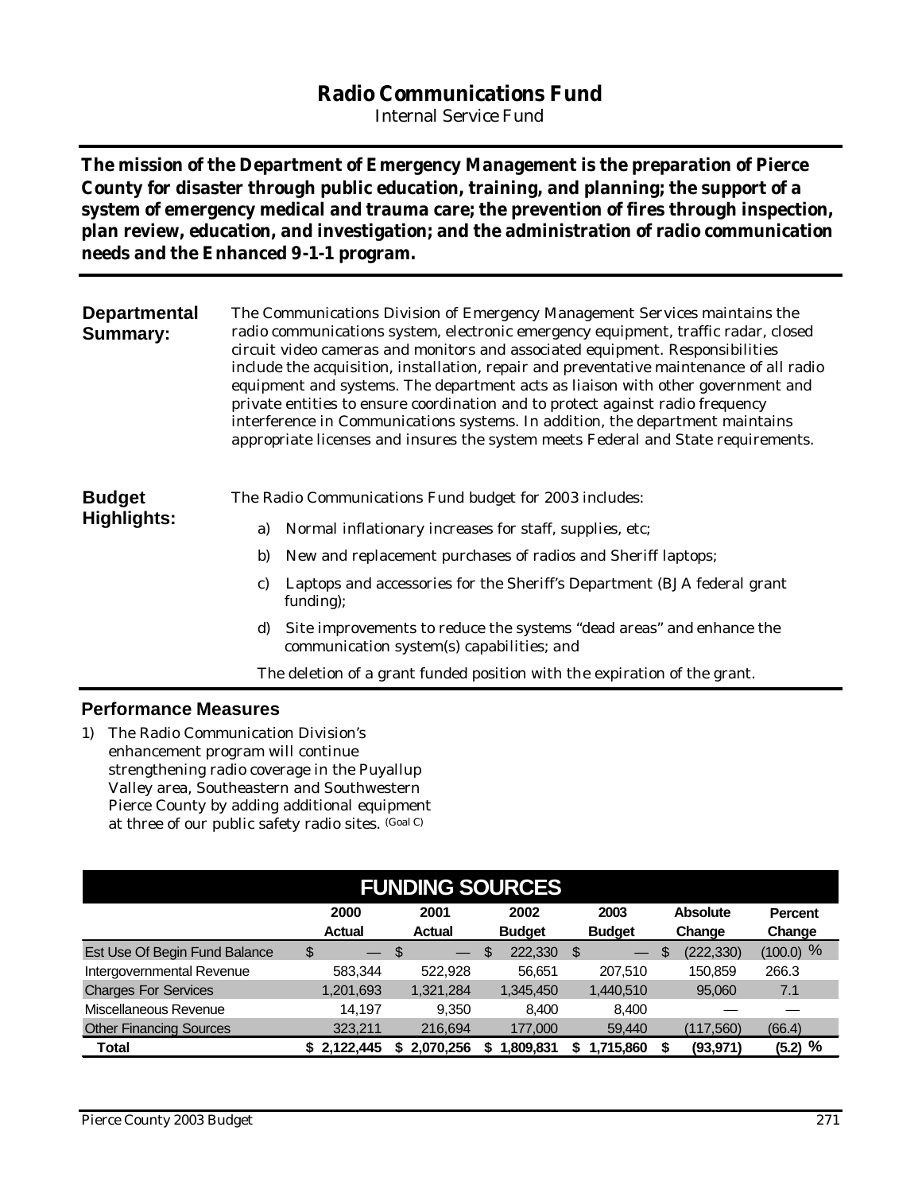# Radio Communications Fund

Internal Service Fund

**The mission of the Department of Emergency Management is the preparation of Pierce County for disaster through public education, training, and planning; the support of a system of emergency medical and trauma care; the prevention of fires through inspection, plan review, education, and investigation; and the administration of radio communication needs and the Enhanced 9-1-1 program.**

**Departmental Summary:**

The Communications Division of Emergency Management Services maintains the radio communications system, electronic emergency equipment, traffic radar, closed circuit video cameras and monitors and associated equipment. Responsibilities include the acquisition, installation, repair and preventative maintenance of all radio equipment and systems. The department acts as liaison with other government and private entities to ensure coordination and to protect against radio frequency interference in Communications systems. In addition, the department maintains appropriate licenses and insures the system meets Federal and State requirements.

**Budget Highlights:**

The Radio Communications Fund budget for 2003 includes:

a) Normal inflationary increases for staff, supplies, etc;

b) New and replacement purchases of radios and Sheriff laptops;

c) Laptops and accessories for the Sheriff's Department (BJA federal grant funding);

d) Site improvements to reduce the systems "dead areas" and enhance the communication system(s) capabilities; and

The deletion of a grant funded position with the expiration of the grant.

## Performance Measures

1) The Radio Communication Division's enhancement program will continue strengthening radio coverage in the Puyallup Valley area, Southeastern and Southwestern Pierce County by adding additional equipment at three of our public safety radio sites. (Goal C)

## FUNDING SOURCES

| | 2000 Actual | 2001 Actual | 2002 Budget | 2003 Budget | Absolute Change | Percent Change |
|---|---|---|---|---|---|---|
| Est Use Of Begin Fund Balance | $ — | $ — | $ 222,330 | $ — | $ (222,330) | (100.0) % |
| Intergovernmental Revenue | 583,344 | 522,928 | 56,651 | 207,510 | 150,859 | 266.3 |
| Charges For Services | 1,201,693 | 1,321,284 | 1,345,450 | 1,440,510 | 95,060 | 7.1 |
| Miscellaneous Revenue | 14,197 | 9,350 | 8,400 | 8,400 | — | — |
| Other Financing Sources | 323,211 | 216,694 | 177,000 | 59,440 | (117,560) | (66.4) |
| **Total** | **$ 2,122,445** | **$ 2,070,256** | **$ 1,809,831** | **$ 1,715,860** | **$ (93,971)** | **(5.2) %** |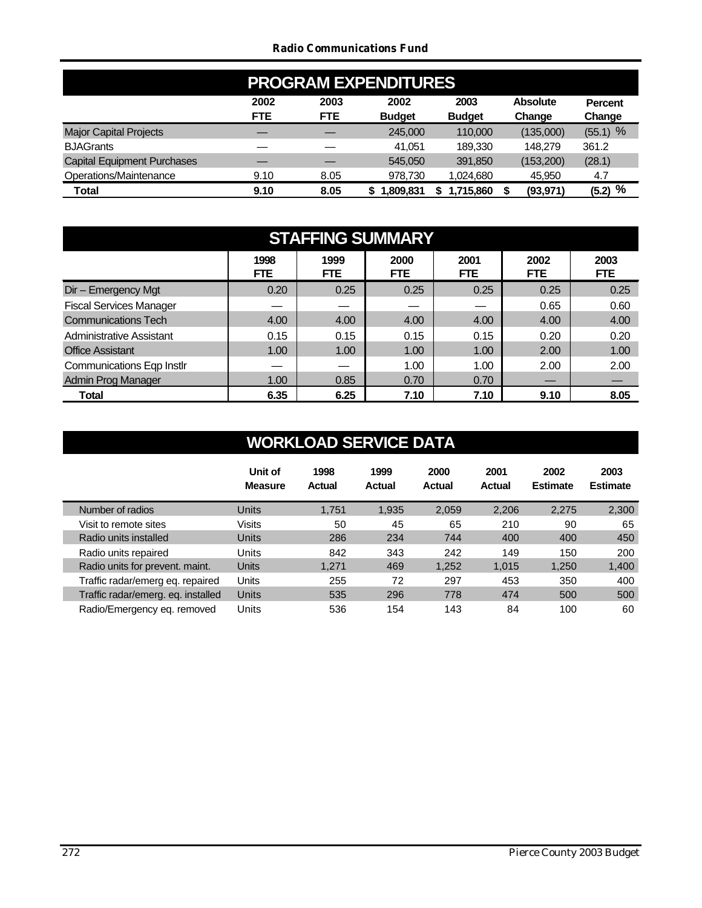## Radio Communications Fund

### PROGRAM EXPENDITURES

| | 2002 FTE | 2003 FTE | 2002 Budget | 2003 Budget | Absolute Change | Percent Change |
|---|---|---|---|---|---|---|
| Major Capital Projects | — | — | 245,000 | 110,000 | (135,000) | (55.1) % |
| BJAGrants | — | — | 41,051 | 189,330 | 148,279 | 361.2 |
| Capital Equipment Purchases | — | — | 545,050 | 391,850 | (153,200) | (28.1) |
| Operations/Maintenance | 9.10 | 8.05 | 978,730 | 1,024,680 | 45,950 | 4.7 |
| **Total** | **9.10** | **8.05** | **$ 1,809,831** | **$ 1,715,860** | **$ (93,971)** | **(5.2) %** |

### STAFFING SUMMARY

| | 1998 FTE | 1999 FTE | 2000 FTE | 2001 FTE | 2002 FTE | 2003 FTE |
|---|---|---|---|---|---|---|
| Dir – Emergency Mgt | 0.20 | 0.25 | 0.25 | 0.25 | 0.25 | 0.25 |
| Fiscal Services Manager | — | — | — | — | 0.65 | 0.60 |
| Communications Tech | 4.00 | 4.00 | 4.00 | 4.00 | 4.00 | 4.00 |
| Administrative Assistant | 0.15 | 0.15 | 0.15 | 0.15 | 0.20 | 0.20 |
| Office Assistant | 1.00 | 1.00 | 1.00 | 1.00 | 2.00 | 1.00 |
| Communications Eqp Instlr | — | — | 1.00 | 1.00 | 2.00 | 2.00 |
| Admin Prog Manager | 1.00 | 0.85 | 0.70 | 0.70 | — | — |
| **Total** | **6.35** | **6.25** | **7.10** | **7.10** | **9.10** | **8.05** |

### WORKLOAD SERVICE DATA

| | Unit of Measure | 1998 Actual | 1999 Actual | 2000 Actual | 2001 Actual | 2002 Estimate | 2003 Estimate |
|---|---|---|---|---|---|---|---|
| Number of radios | Units | 1,751 | 1,935 | 2,059 | 2,206 | 2,275 | 2,300 |
| Visit to remote sites | Visits | 50 | 45 | 65 | 210 | 90 | 65 |
| Radio units installed | Units | 286 | 234 | 744 | 400 | 400 | 450 |
| Radio units repaired | Units | 842 | 343 | 242 | 149 | 150 | 200 |
| Radio units for prevent. maint. | Units | 1,271 | 469 | 1,252 | 1,015 | 1,250 | 1,400 |
| Traffic radar/emerg eq. repaired | Units | 255 | 72 | 297 | 453 | 350 | 400 |
| Traffic radar/emerg. eq. installed | Units | 535 | 296 | 778 | 474 | 500 | 500 |
| Radio/Emergency eq. removed | Units | 536 | 154 | 143 | 84 | 100 | 60 |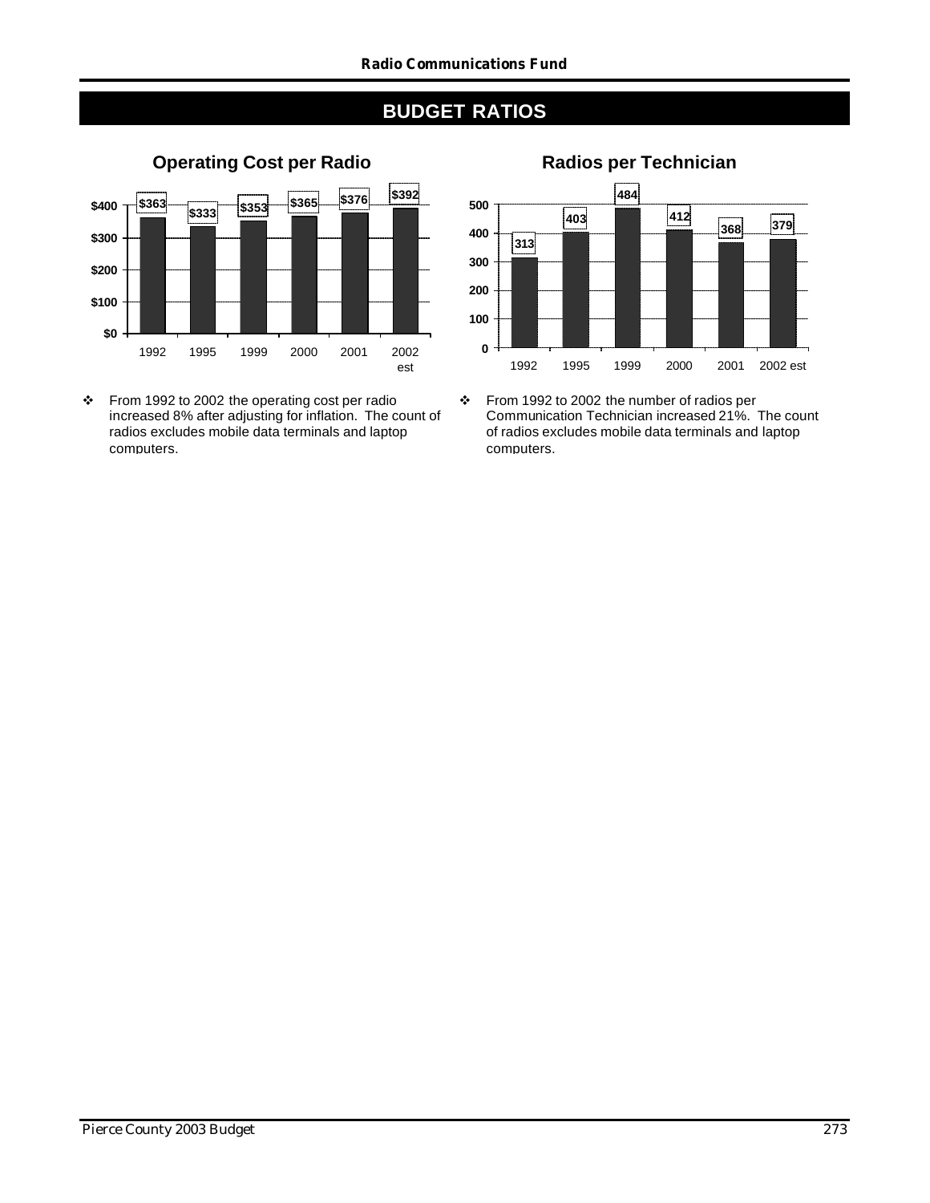# BUDGET RATIOS

## Operating Cost per Radio

| Year | Operating Cost per Radio |
|---|---|
| 1992 | $363 |
| 1995 | $333 |
| 1999 | $353 |
| 2000 | $365 |
| 2001 | $376 |
| 2002 est | $392 |

- From 1992 to 2002 the operating cost per radio increased 8% after adjusting for inflation. The count of radios excludes mobile data terminals and laptop computers.

## Radios per Technician

| Year | Radios per Technician |
|---|---|
| 1992 | 313 |
| 1995 | 403 |
| 1999 | 484 |
| 2000 | 412 |
| 2001 | 368 |
| 2002 est | 379 |

- From 1992 to 2002 the number of radios per Communication Technician increased 21%. The count of radios excludes mobile data terminals and laptop computers.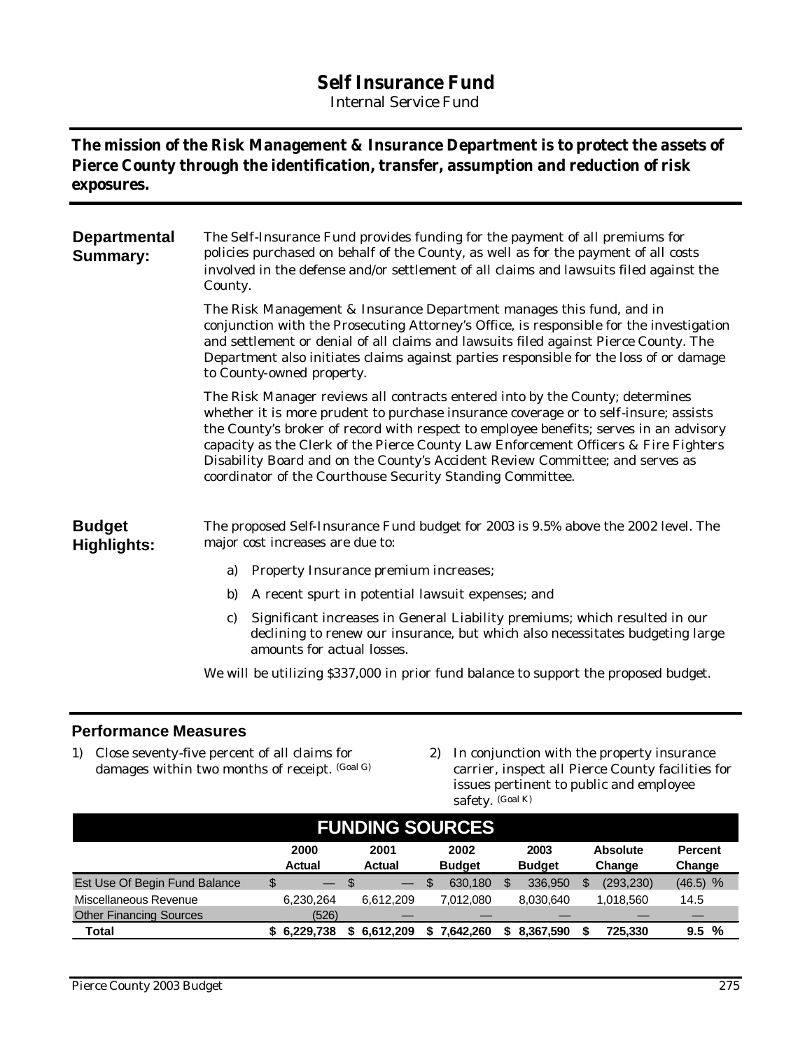# Self Insurance Fund

Internal Service Fund

**The mission of the Risk Management & Insurance Department is to protect the assets of Pierce County through the identification, transfer, assumption and reduction of risk exposures.**

## Departmental Summary:

The Self-Insurance Fund provides funding for the payment of all premiums for policies purchased on behalf of the County, as well as for the payment of all costs involved in the defense and/or settlement of all claims and lawsuits filed against the County.

The Risk Management & Insurance Department manages this fund, and in conjunction with the Prosecuting Attorney's Office, is responsible for the investigation and settlement or denial of all claims and lawsuits filed against Pierce County. The Department also initiates claims against parties responsible for the loss of or damage to County-owned property.

The Risk Manager reviews all contracts entered into by the County; determines whether it is more prudent to purchase insurance coverage or to self-insure; assists the County's broker of record with respect to employee benefits; serves in an advisory capacity as the Clerk of the Pierce County Law Enforcement Officers & Fire Fighters Disability Board and on the County's Accident Review Committee; and serves as coordinator of the Courthouse Security Standing Committee.

## Budget Highlights:

The proposed Self-Insurance Fund budget for 2003 is 9.5% above the 2002 level. The major cost increases are due to:

a) Property Insurance premium increases;

b) A recent spurt in potential lawsuit expenses; and

c) Significant increases in General Liability premiums; which resulted in our declining to renew our insurance, but which also necessitates budgeting large amounts for actual losses.

We will be utilizing $337,000 in prior fund balance to support the proposed budget.

## Performance Measures

1) Close seventy-five percent of all claims for damages within two months of receipt. (Goal G)

2) In conjunction with the property insurance carrier, inspect all Pierce County facilities for issues pertinent to public and employee safety. (Goal K)

## FUNDING SOURCES

| | 2000 Actual | 2001 Actual | 2002 Budget | 2003 Budget | Absolute Change | Percent Change |
|---|---|---|---|---|---|---|
| Est Use Of Begin Fund Balance | $ — | $ — | $ 630,180 | $ 336,950 | $ (293,230) | (46.5) % |
| Miscellaneous Revenue | 6,230,264 | 6,612,209 | 7,012,080 | 8,030,640 | 1,018,560 | 14.5 |
| Other Financing Sources | (526) | — | — | — | — | — |
| **Total** | **$ 6,229,738** | **$ 6,612,209** | **$ 7,642,260** | **$ 8,367,590** | **$ 725,330** | **9.5 %** |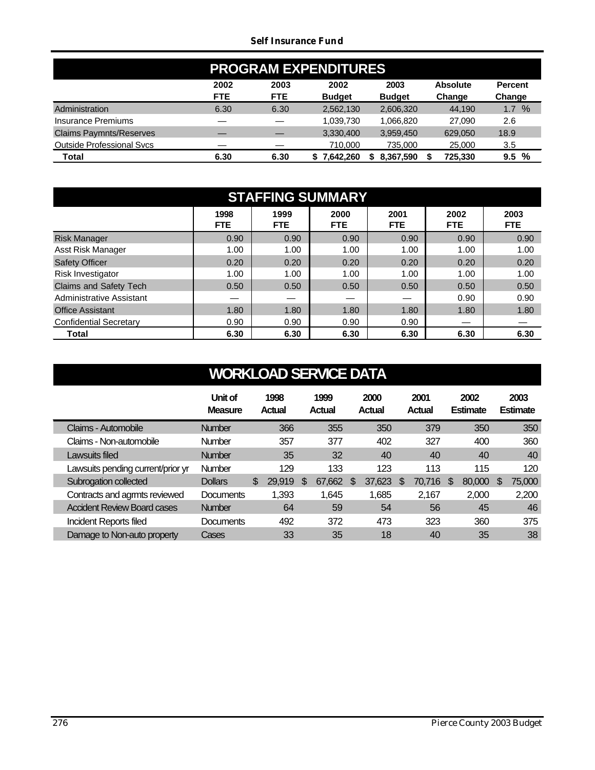## Self Insurance Fund

## PROGRAM EXPENDITURES

| | 2002 FTE | 2003 FTE | 2002 Budget | 2003 Budget | Absolute Change | Percent Change |
|---|---|---|---|---|---|---|
| Administration | 6.30 | 6.30 | 2,562,130 | 2,606,320 | 44,190 | 1.7 % |
| Insurance Premiums | — | — | 1,039,730 | 1,066,820 | 27,090 | 2.6 |
| Claims Paymnts/Reserves | — | — | 3,330,400 | 3,959,450 | 629,050 | 18.9 |
| Outside Professional Svcs | — | — | 710,000 | 735,000 | 25,000 | 3.5 |
| **Total** | **6.30** | **6.30** | **$ 7,642,260** | **$ 8,367,590** | **$ 725,330** | **9.5 %** |

## STAFFING SUMMARY

| | 1998 FTE | 1999 FTE | 2000 FTE | 2001 FTE | 2002 FTE | 2003 FTE |
|---|---|---|---|---|---|---|
| Risk Manager | 0.90 | 0.90 | 0.90 | 0.90 | 0.90 | 0.90 |
| Asst Risk Manager | 1.00 | 1.00 | 1.00 | 1.00 | 1.00 | 1.00 |
| Safety Officer | 0.20 | 0.20 | 0.20 | 0.20 | 0.20 | 0.20 |
| Risk Investigator | 1.00 | 1.00 | 1.00 | 1.00 | 1.00 | 1.00 |
| Claims and Safety Tech | 0.50 | 0.50 | 0.50 | 0.50 | 0.50 | 0.50 |
| Administrative Assistant | — | — | — | — | 0.90 | 0.90 |
| Office Assistant | 1.80 | 1.80 | 1.80 | 1.80 | 1.80 | 1.80 |
| Confidential Secretary | 0.90 | 0.90 | 0.90 | 0.90 | — | — |
| **Total** | **6.30** | **6.30** | **6.30** | **6.30** | **6.30** | **6.30** |

## WORKLOAD SERVICE DATA

| | Unit of Measure | 1998 Actual | 1999 Actual | 2000 Actual | 2001 Actual | 2002 Estimate | 2003 Estimate |
|---|---|---|---|---|---|---|---|
| Claims - Automobile | Number | 366 | 355 | 350 | 379 | 350 | 350 |
| Claims - Non-automobile | Number | 357 | 377 | 402 | 327 | 400 | 360 |
| Lawsuits filed | Number | 35 | 32 | 40 | 40 | 40 | 40 |
| Lawsuits pending current/prior yr | Number | 129 | 133 | 123 | 113 | 115 | 120 |
| Subrogation collected | Dollars | $ 29,919 | $ 67,662 | $ 37,623 | $ 70,716 | $ 80,000 | $ 75,000 |
| Contracts and agrmts reviewed | Documents | 1,393 | 1,645 | 1,685 | 2,167 | 2,000 | 2,200 |
| Accident Review Board cases | Number | 64 | 59 | 54 | 56 | 45 | 46 |
| Incident Reports filed | Documents | 492 | 372 | 473 | 323 | 360 | 375 |
| Damage to Non-auto property | Cases | 33 | 35 | 18 | 40 | 35 | 38 |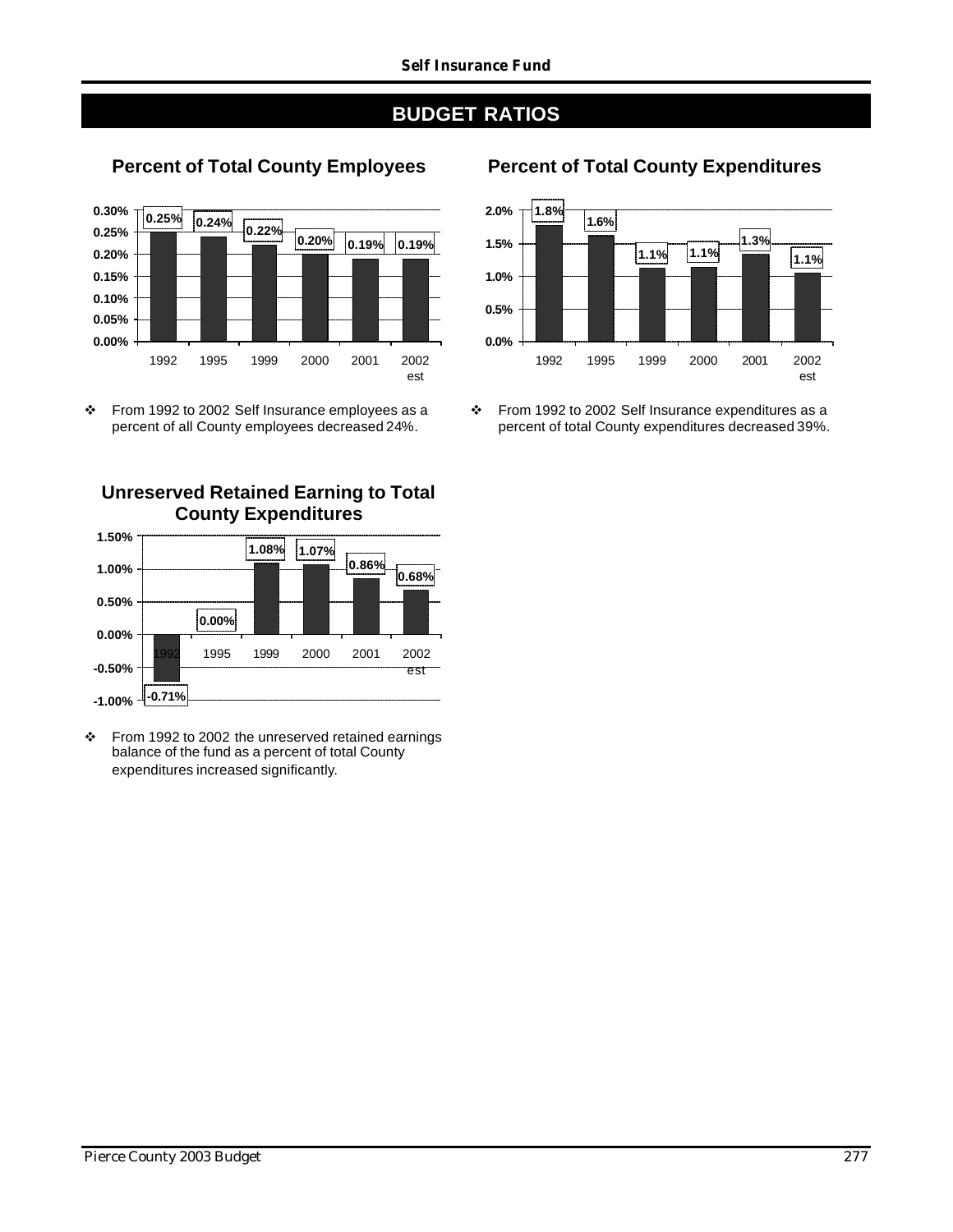## BUDGET RATIOS

### Percent of Total County Employees

| Year | Percent |
|---|---|
| 1992 | 0.25% |
| 1995 | 0.24% |
| 1999 | 0.22% |
| 2000 | 0.20% |
| 2001 | 0.19% |
| 2002 est | 0.19% |

- From 1992 to 2002 Self Insurance employees as a percent of all County employees decreased 24%.

### Percent of Total County Expenditures

| Year | Percent |
|---|---|
| 1992 | 1.8% |
| 1995 | 1.6% |
| 1999 | 1.1% |
| 2000 | 1.1% |
| 2001 | 1.3% |
| 2002 est | 1.1% |

- From 1992 to 2002 Self Insurance expenditures as a percent of total County expenditures decreased 39%.

### Unreserved Retained Earning to Total County Expenditures

| Year | Percent |
|---|---|
| 1992 | -0.71% |
| 1995 | 0.00% |
| 1999 | 1.08% |
| 2000 | 1.07% |
| 2001 | 0.86% |
| 2002 est | 0.68% |

- From 1992 to 2002 the unreserved retained earnings balance of the fund as a percent of total County expenditures increased significantly.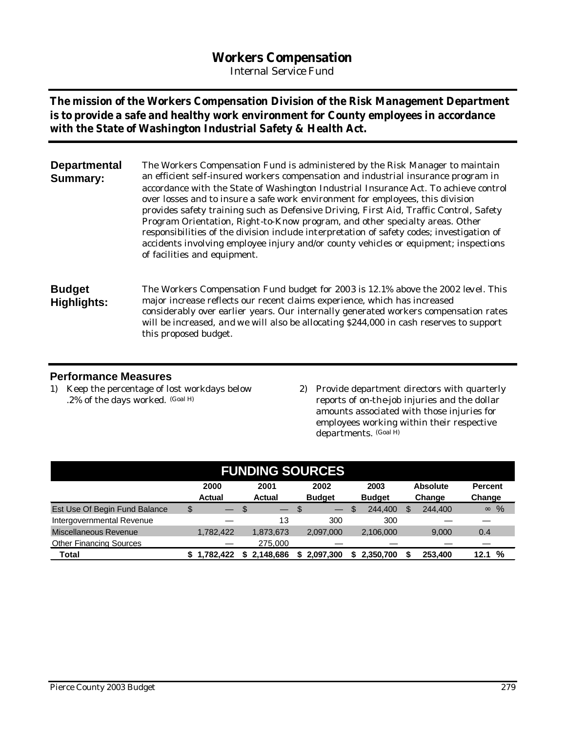# Workers Compensation

Internal Service Fund

**The mission of the Workers Compensation Division of the Risk Management Department is to provide a safe and healthy work environment for County employees in accordance with the State of Washington Industrial Safety & Health Act.**

**Departmental Summary:**

The Workers Compensation Fund is administered by the Risk Manager to maintain an efficient self-insured workers compensation and industrial insurance program in accordance with the State of Washington Industrial Insurance Act. To achieve control over losses and to insure a safe work environment for employees, this division provides safety training such as Defensive Driving, First Aid, Traffic Control, Safety Program Orientation, Right-to-Know program, and other specialty areas. Other responsibilities of the division include interpretation of safety codes; investigation of accidents involving employee injury and/or county vehicles or equipment; inspections of facilities and equipment.

**Budget Highlights:**

The Workers Compensation Fund budget for 2003 is 12.1% above the 2002 level. This major increase reflects our recent claims experience, which has increased considerably over earlier years. Our internally generated workers compensation rates will be increased, and we will also be allocating $244,000 in cash reserves to support this proposed budget.

## Performance Measures

1) Keep the percentage of lost workdays below .2% of the days worked. (Goal H)
2) Provide department directors with quarterly reports of on-the-job injuries and the dollar amounts associated with those injuries for employees working within their respective departments. (Goal H)

## FUNDING SOURCES

| | 2000 Actual | 2001 Actual | 2002 Budget | 2003 Budget | Absolute Change | Percent Change |
|---|---|---|---|---|---|---|
| Est Use Of Begin Fund Balance | $ — | $ — | $ — | $ 244,400 | $ 244,400 | ∞ % |
| Intergovernmental Revenue | — | 13 | 300 | 300 | — | — |
| Miscellaneous Revenue | 1,782,422 | 1,873,673 | 2,097,000 | 2,106,000 | 9,000 | 0.4 |
| Other Financing Sources | — | 275,000 | — | — | — | — |
| **Total** | **$ 1,782,422** | **$ 2,148,686** | **$ 2,097,300** | **$ 2,350,700** | **$ 253,400** | **12.1 %** |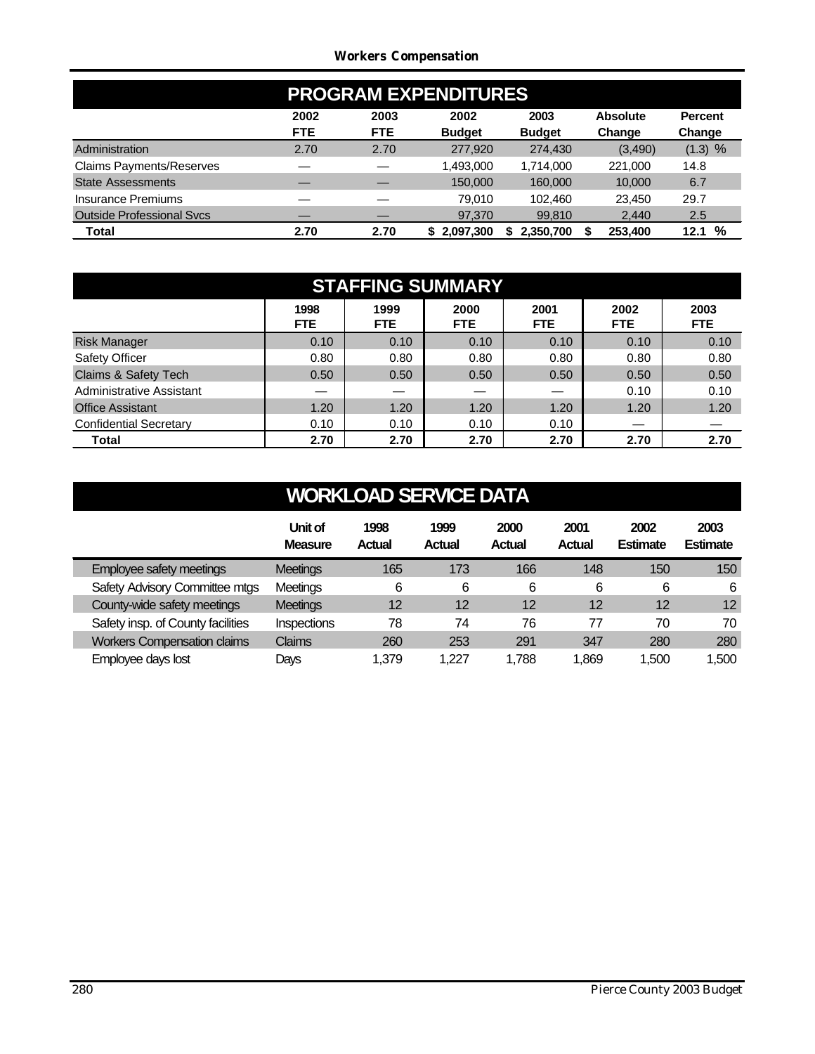# Workers Compensation

## PROGRAM EXPENDITURES

| | 2002 FTE | 2003 FTE | 2002 Budget | 2003 Budget | Absolute Change | Percent Change |
|---|---|---|---|---|---|---|
| Administration | 2.70 | 2.70 | 277,920 | 274,430 | (3,490) | (1.3) % |
| Claims Payments/Reserves | — | — | 1,493,000 | 1,714,000 | 221,000 | 14.8 |
| State Assessments | — | — | 150,000 | 160,000 | 10,000 | 6.7 |
| Insurance Premiums | — | — | 79,010 | 102,460 | 23,450 | 29.7 |
| Outside Professional Svcs | — | — | 97,370 | 99,810 | 2,440 | 2.5 |
| **Total** | **2.70** | **2.70** | **$ 2,097,300** | **$ 2,350,700** | **$ 253,400** | **12.1 %** |

## STAFFING SUMMARY

| | 1998 FTE | 1999 FTE | 2000 FTE | 2001 FTE | 2002 FTE | 2003 FTE |
|---|---|---|---|---|---|---|
| Risk Manager | 0.10 | 0.10 | 0.10 | 0.10 | 0.10 | 0.10 |
| Safety Officer | 0.80 | 0.80 | 0.80 | 0.80 | 0.80 | 0.80 |
| Claims & Safety Tech | 0.50 | 0.50 | 0.50 | 0.50 | 0.50 | 0.50 |
| Administrative Assistant | — | — | — | — | 0.10 | 0.10 |
| Office Assistant | 1.20 | 1.20 | 1.20 | 1.20 | 1.20 | 1.20 |
| Confidential Secretary | 0.10 | 0.10 | 0.10 | 0.10 | — | — |
| **Total** | **2.70** | **2.70** | **2.70** | **2.70** | **2.70** | **2.70** |

## WORKLOAD SERVICE DATA

| | Unit of Measure | 1998 Actual | 1999 Actual | 2000 Actual | 2001 Actual | 2002 Estimate | 2003 Estimate |
|---|---|---|---|---|---|---|---|
| Employee safety meetings | Meetings | 165 | 173 | 166 | 148 | 150 | 150 |
| Safety Advisory Committee mtgs | Meetings | 6 | 6 | 6 | 6 | 6 | 6 |
| County-wide safety meetings | Meetings | 12 | 12 | 12 | 12 | 12 | 12 |
| Safety insp. of County facilities | Inspections | 78 | 74 | 76 | 77 | 70 | 70 |
| Workers Compensation claims | Claims | 260 | 253 | 291 | 347 | 280 | 280 |
| Employee days lost | Days | 1,379 | 1,227 | 1,788 | 1,869 | 1,500 | 1,500 |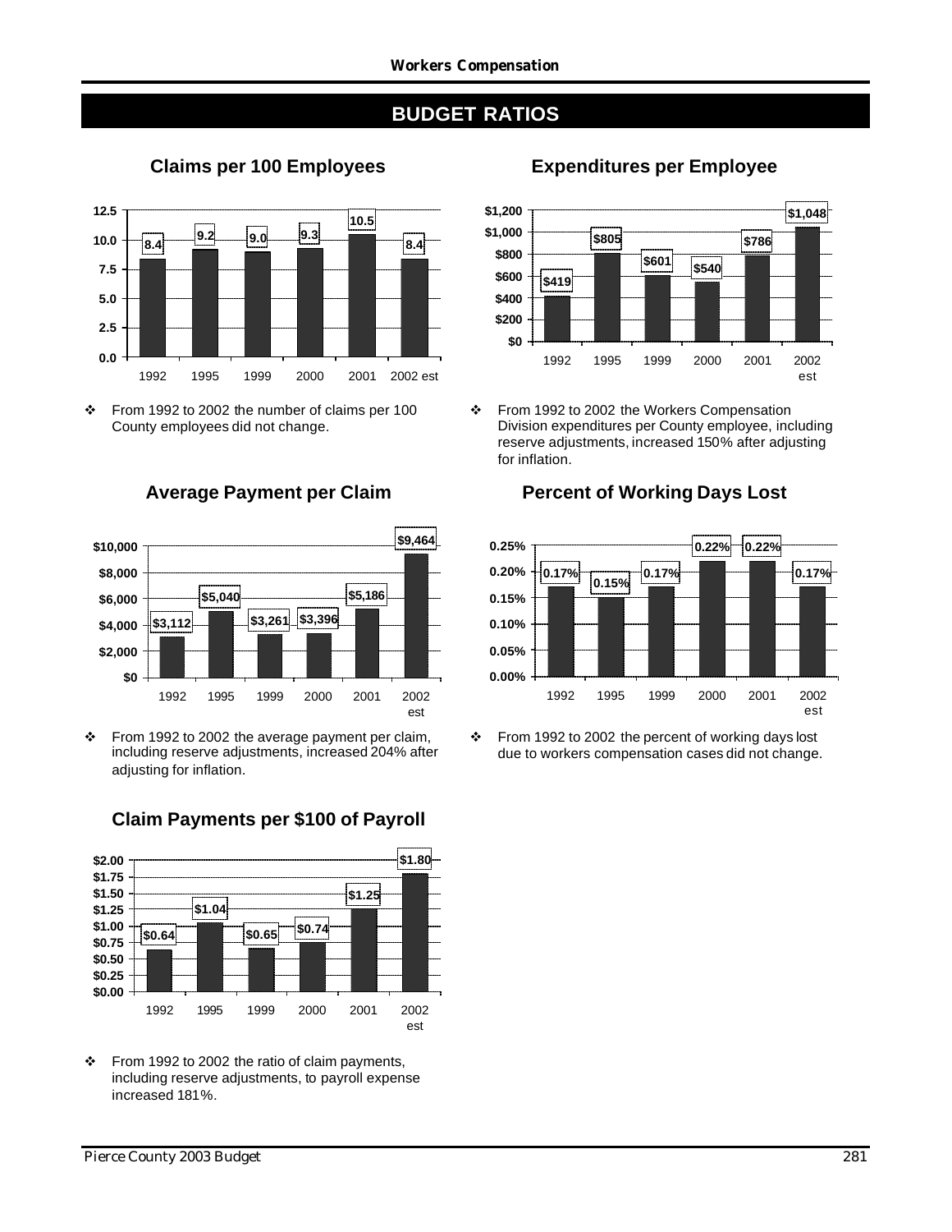## BUDGET RATIOS

### Claims per 100 Employees

12.5
10.0
7.5
5.0
2.5
0.0

8.4 9.2 9.0 9.3 10.5 8.4

1992 1995 1999 2000 2001 2002 est

- From 1992 to 2002 the number of claims per 100 County employees did not change.

### Expenditures per Employee

$1,200
$1,000
$800
$600
$400
$200
$0

$419 $805 $601 $540 $786 $1,048

1992 1995 1999 2000 2001 2002 est

- From 1992 to 2002 the Workers Compensation Division expenditures per County employee, including reserve adjustments, increased 150% after adjusting for inflation.

### Average Payment per Claim

$10,000
$8,000
$6,000
$4,000
$2,000
$0

$3,112 $5,040 $3,261 $3,396 $5,186 $9,464

1992 1995 1999 2000 2001 2002 est

- From 1992 to 2002 the average payment per claim, including reserve adjustments, increased 204% after adjusting for inflation.

### Percent of Working Days Lost

0.25%
0.20%
0.15%
0.10%
0.05%
0.00%

0.17% 0.15% 0.17% 0.22% 0.22% 0.17%

1992 1995 1999 2000 2001 2002 est

- From 1992 to 2002 the percent of working days lost due to workers compensation cases did not change.

### Claim Payments per $100 of Payroll

$2.00
$1.75
$1.50
$1.25
$1.00
$0.75
$0.50
$0.25
$0.00

$0.64 $1.04 $0.65 $0.74 $1.25 $1.80

1992 1995 1999 2000 2001 2002 est

- From 1992 to 2002 the ratio of claim payments, including reserve adjustments, to payroll expense increased 181%.